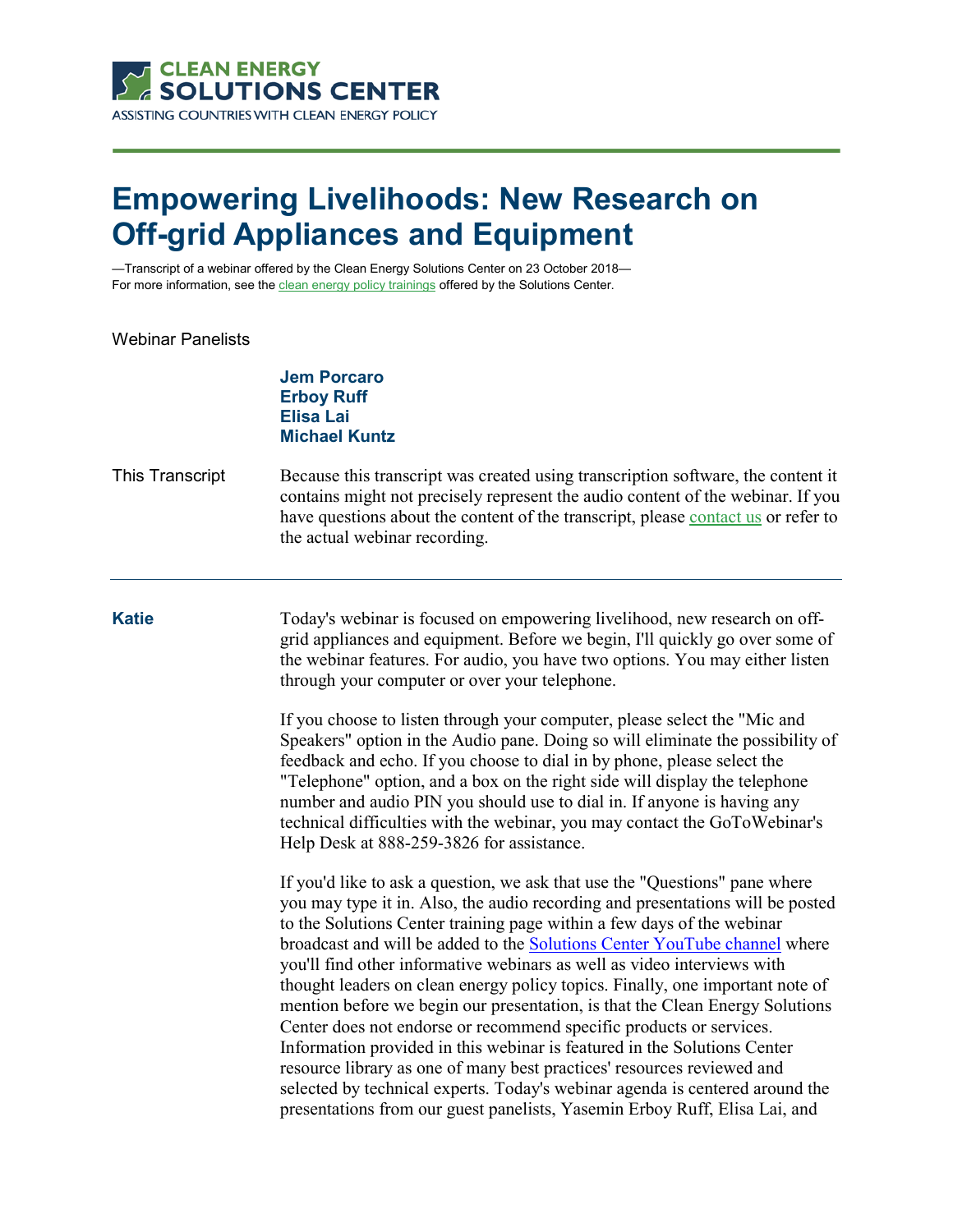CLEAN ENERGY SOLUTIONS CENTER
ASSISTING COUNTRIES WITH CLEAN ENERGY POLICY

# Empowering Livelihoods: New Research on Off-grid Appliances and Equipment

—Transcript of a webinar offered by the Clean Energy Solutions Center on 23 October 2018—
For more information, see the clean energy policy trainings offered by the Solutions Center.

**Webinar Panelists**

**Jem Porcaro**
**Erboy Ruff**
**Elisa Lai**
**Michael Kuntz**

**This Transcript**

Because this transcript was created using transcription software, the content it contains might not precisely represent the audio content of the webinar. If you have questions about the content of the transcript, please contact us or refer to the actual webinar recording.

---

**Katie**

Today's webinar is focused on empowering livelihood, new research on off-grid appliances and equipment. Before we begin, I'll quickly go over some of the webinar features. For audio, you have two options. You may either listen through your computer or over your telephone.

If you choose to listen through your computer, please select the "Mic and Speakers" option in the Audio pane. Doing so will eliminate the possibility of feedback and echo. If you choose to dial in by phone, please select the "Telephone" option, and a box on the right side will display the telephone number and audio PIN you should use to dial in. If anyone is having any technical difficulties with the webinar, you may contact the GoToWebinar's Help Desk at 888-259-3826 for assistance.

If you'd like to ask a question, we ask that use the "Questions" pane where you may type it in. Also, the audio recording and presentations will be posted to the Solutions Center training page within a few days of the webinar broadcast and will be added to the Solutions Center YouTube channel where you'll find other informative webinars as well as video interviews with thought leaders on clean energy policy topics. Finally, one important note of mention before we begin our presentation, is that the Clean Energy Solutions Center does not endorse or recommend specific products or services. Information provided in this webinar is featured in the Solutions Center resource library as one of many best practices' resources reviewed and selected by technical experts. Today's webinar agenda is centered around the presentations from our guest panelists, Yasemin Erboy Ruff, Elisa Lai, and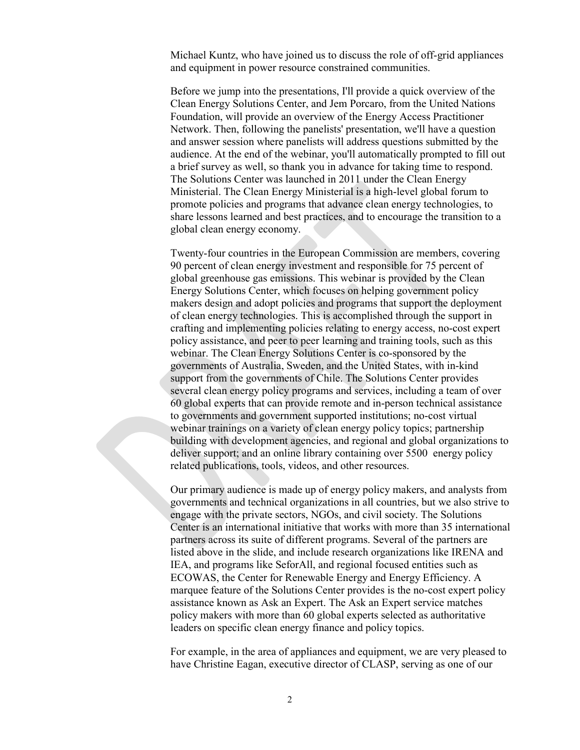Michael Kuntz, who have joined us to discuss the role of off-grid appliances and equipment in power resource constrained communities.

Before we jump into the presentations, I'll provide a quick overview of the Clean Energy Solutions Center, and Jem Porcaro, from the United Nations Foundation, will provide an overview of the Energy Access Practitioner Network. Then, following the panelists' presentation, we'll have a question and answer session where panelists will address questions submitted by the audience. At the end of the webinar, you'll automatically prompted to fill out a brief survey as well, so thank you in advance for taking time to respond. The Solutions Center was launched in 2011 under the Clean Energy Ministerial. The Clean Energy Ministerial is a high-level global forum to promote policies and programs that advance clean energy technologies, to share lessons learned and best practices, and to encourage the transition to a global clean energy economy.

Twenty-four countries in the European Commission are members, covering 90 percent of clean energy investment and responsible for 75 percent of global greenhouse gas emissions. This webinar is provided by the Clean Energy Solutions Center, which focuses on helping government policy makers design and adopt policies and programs that support the deployment of clean energy technologies. This is accomplished through the support in crafting and implementing policies relating to energy access, no-cost expert policy assistance, and peer to peer learning and training tools, such as this webinar. The Clean Energy Solutions Center is co-sponsored by the governments of Australia, Sweden, and the United States, with in-kind support from the governments of Chile. The Solutions Center provides several clean energy policy programs and services, including a team of over 60 global experts that can provide remote and in-person technical assistance to governments and government supported institutions; no-cost virtual webinar trainings on a variety of clean energy policy topics; partnership building with development agencies, and regional and global organizations to deliver support; and an online library containing over 5500 energy policy related publications, tools, videos, and other resources.

Our primary audience is made up of energy policy makers, and analysts from governments and technical organizations in all countries, but we also strive to engage with the private sectors, NGOs, and civil society. The Solutions Center is an international initiative that works with more than 35 international partners across its suite of different programs. Several of the partners are listed above in the slide, and include research organizations like IRENA and IEA, and programs like SeforAll, and regional focused entities such as ECOWAS, the Center for Renewable Energy and Energy Efficiency. A marquee feature of the Solutions Center provides is the no-cost expert policy assistance known as Ask an Expert. The Ask an Expert service matches policy makers with more than 60 global experts selected as authoritative leaders on specific clean energy finance and policy topics.

For example, in the area of appliances and equipment, we are very pleased to have Christine Eagan, executive director of CLASP, serving as one of our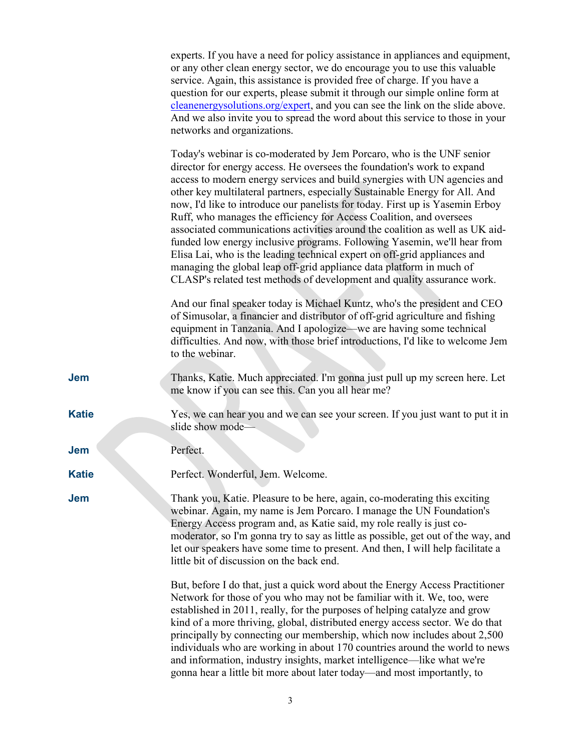experts. If you have a need for policy assistance in appliances and equipment, or any other clean energy sector, we do encourage you to use this valuable service. Again, this assistance is provided free of charge. If you have a question for our experts, please submit it through our simple online form at cleanenergysolutions.org/expert, and you can see the link on the slide above. And we also invite you to spread the word about this service to those in your networks and organizations.

Today's webinar is co-moderated by Jem Porcaro, who is the UNF senior director for energy access. He oversees the foundation's work to expand access to modern energy services and build synergies with UN agencies and other key multilateral partners, especially Sustainable Energy for All. And now, I'd like to introduce our panelists for today. First up is Yasemin Erboy Ruff, who manages the efficiency for Access Coalition, and oversees associated communications activities around the coalition as well as UK aid-funded low energy inclusive programs. Following Yasemin, we'll hear from Elisa Lai, who is the leading technical expert on off-grid appliances and managing the global leap off-grid appliance data platform in much of CLASP's related test methods of development and quality assurance work.

And our final speaker today is Michael Kuntz, who's the president and CEO of Simusolar, a financier and distributor of off-grid agriculture and fishing equipment in Tanzania. And I apologize—we are having some technical difficulties. And now, with those brief introductions, I'd like to welcome Jem to the webinar.

**Jem** Thanks, Katie. Much appreciated. I'm gonna just pull up my screen here. Let me know if you can see this. Can you all hear me?

**Katie** Yes, we can hear you and we can see your screen. If you just want to put it in slide show mode—

**Jem** Perfect.

**Katie** Perfect. Wonderful, Jem. Welcome.

**Jem** Thank you, Katie. Pleasure to be here, again, co-moderating this exciting webinar. Again, my name is Jem Porcaro. I manage the UN Foundation's Energy Access program and, as Katie said, my role really is just co-moderator, so I'm gonna try to say as little as possible, get out of the way, and let our speakers have some time to present. And then, I will help facilitate a little bit of discussion on the back end.

But, before I do that, just a quick word about the Energy Access Practitioner Network for those of you who may not be familiar with it. We, too, were established in 2011, really, for the purposes of helping catalyze and grow kind of a more thriving, global, distributed energy access sector. We do that principally by connecting our membership, which now includes about 2,500 individuals who are working in about 170 countries around the world to news and information, industry insights, market intelligence—like what we're gonna hear a little bit more about later today—and most importantly, to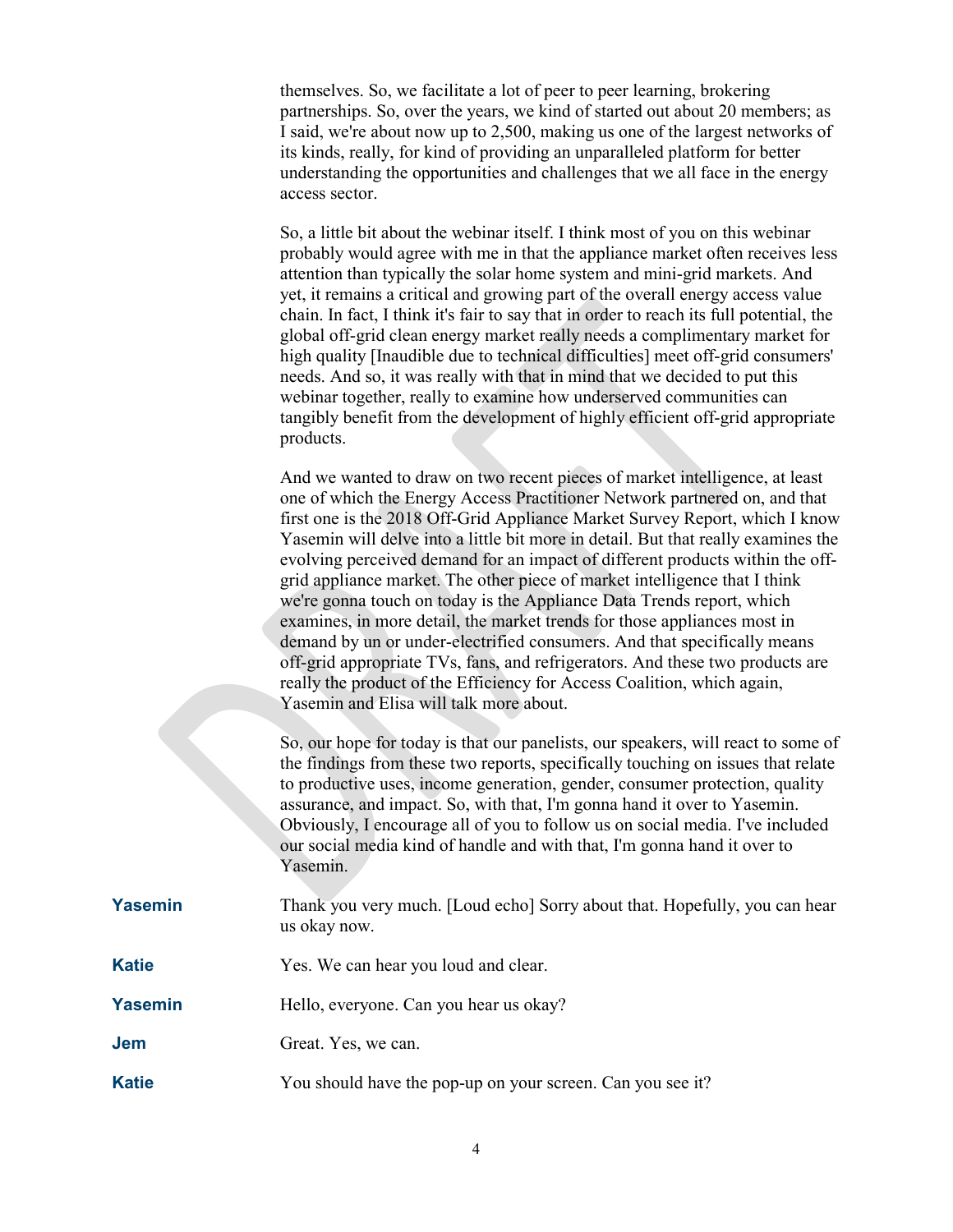themselves. So, we facilitate a lot of peer to peer learning, brokering partnerships. So, over the years, we kind of started out about 20 members; as I said, we're about now up to 2,500, making us one of the largest networks of its kinds, really, for kind of providing an unparalleled platform for better understanding the opportunities and challenges that we all face in the energy access sector.

So, a little bit about the webinar itself. I think most of you on this webinar probably would agree with me in that the appliance market often receives less attention than typically the solar home system and mini-grid markets. And yet, it remains a critical and growing part of the overall energy access value chain. In fact, I think it's fair to say that in order to reach its full potential, the global off-grid clean energy market really needs a complimentary market for high quality [Inaudible due to technical difficulties] meet off-grid consumers' needs. And so, it was really with that in mind that we decided to put this webinar together, really to examine how underserved communities can tangibly benefit from the development of highly efficient off-grid appropriate products.

And we wanted to draw on two recent pieces of market intelligence, at least one of which the Energy Access Practitioner Network partnered on, and that first one is the 2018 Off-Grid Appliance Market Survey Report, which I know Yasemin will delve into a little bit more in detail. But that really examines the evolving perceived demand for an impact of different products within the off-grid appliance market. The other piece of market intelligence that I think we're gonna touch on today is the Appliance Data Trends report, which examines, in more detail, the market trends for those appliances most in demand by un or under-electrified consumers. And that specifically means off-grid appropriate TVs, fans, and refrigerators. And these two products are really the product of the Efficiency for Access Coalition, which again, Yasemin and Elisa will talk more about.

So, our hope for today is that our panelists, our speakers, will react to some of the findings from these two reports, specifically touching on issues that relate to productive uses, income generation, gender, consumer protection, quality assurance, and impact. So, with that, I'm gonna hand it over to Yasemin. Obviously, I encourage all of you to follow us on social media. I've included our social media kind of handle and with that, I'm gonna hand it over to Yasemin.

**Yasemin** Thank you very much. [Loud echo] Sorry about that. Hopefully, you can hear us okay now.

**Katie** Yes. We can hear you loud and clear.

**Yasemin** Hello, everyone. Can you hear us okay?

**Jem** Great. Yes, we can.

**Katie** You should have the pop-up on your screen. Can you see it?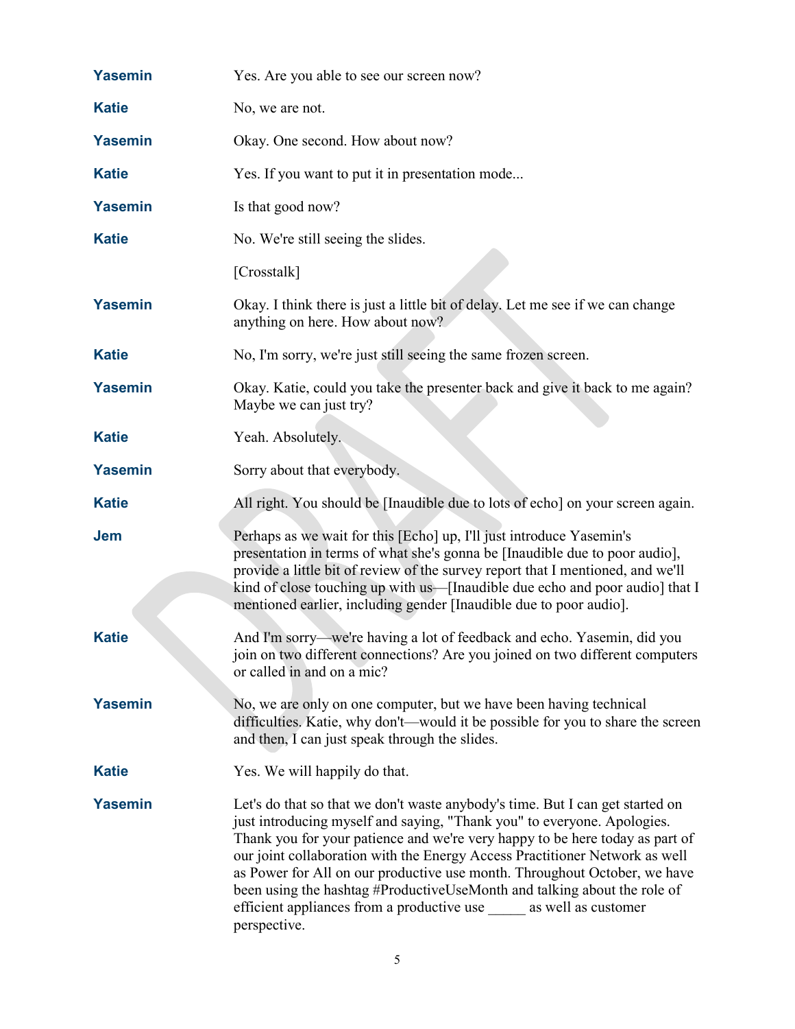**Yasemin** Yes. Are you able to see our screen now?

**Katie** No, we are not.

**Yasemin** Okay. One second. How about now?

**Katie** Yes. If you want to put it in presentation mode...

**Yasemin** Is that good now?

**Katie** No. We're still seeing the slides.

[Crosstalk]

**Yasemin** Okay. I think there is just a little bit of delay. Let me see if we can change anything on here. How about now?

**Katie** No, I'm sorry, we're just still seeing the same frozen screen.

**Yasemin** Okay. Katie, could you take the presenter back and give it back to me again? Maybe we can just try?

**Katie** Yeah. Absolutely.

**Yasemin** Sorry about that everybody.

**Katie** All right. You should be [Inaudible due to lots of echo] on your screen again.

**Jem** Perhaps as we wait for this [Echo] up, I'll just introduce Yasemin's presentation in terms of what she's gonna be [Inaudible due to poor audio], provide a little bit of review of the survey report that I mentioned, and we'll kind of close touching up with us—[Inaudible due echo and poor audio] that I mentioned earlier, including gender [Inaudible due to poor audio].

**Katie** And I'm sorry—we're having a lot of feedback and echo. Yasemin, did you join on two different connections? Are you joined on two different computers or called in and on a mic?

**Yasemin** No, we are only on one computer, but we have been having technical difficulties. Katie, why don't—would it be possible for you to share the screen and then, I can just speak through the slides.

**Katie** Yes. We will happily do that.

**Yasemin** Let's do that so that we don't waste anybody's time. But I can get started on just introducing myself and saying, "Thank you" to everyone. Apologies. Thank you for your patience and we're very happy to be here today as part of our joint collaboration with the Energy Access Practitioner Network as well as Power for All on our productive use month. Throughout October, we have been using the hashtag #ProductiveUseMonth and talking about the role of efficient appliances from a productive use _____ as well as customer perspective.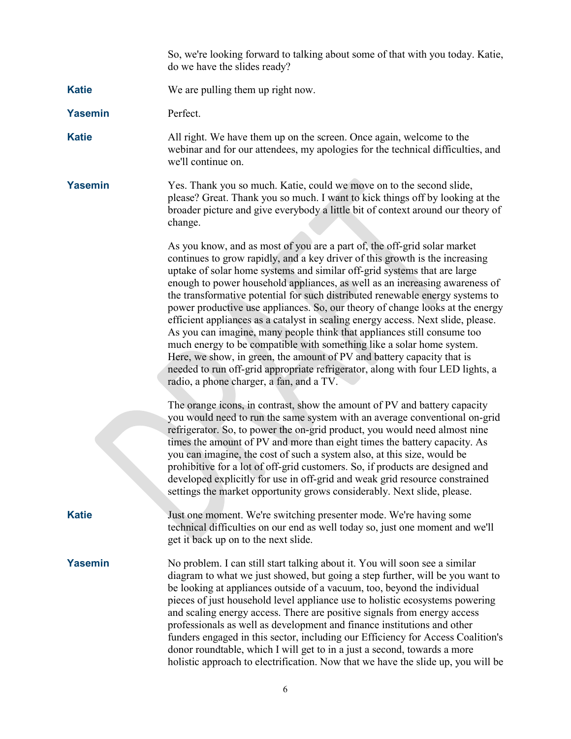So, we're looking forward to talking about some of that with you today. Katie, do we have the slides ready?

**Katie** We are pulling them up right now.

**Yasemin** Perfect.

**Katie** All right. We have them up on the screen. Once again, welcome to the webinar and for our attendees, my apologies for the technical difficulties, and we'll continue on.

**Yasemin** Yes. Thank you so much. Katie, could we move on to the second slide, please? Great. Thank you so much. I want to kick things off by looking at the broader picture and give everybody a little bit of context around our theory of change.

As you know, and as most of you are a part of, the off-grid solar market continues to grow rapidly, and a key driver of this growth is the increasing uptake of solar home systems and similar off-grid systems that are large enough to power household appliances, as well as an increasing awareness of the transformative potential for such distributed renewable energy systems to power productive use appliances. So, our theory of change looks at the energy efficient appliances as a catalyst in scaling energy access. Next slide, please. As you can imagine, many people think that appliances still consume too much energy to be compatible with something like a solar home system. Here, we show, in green, the amount of PV and battery capacity that is needed to run off-grid appropriate refrigerator, along with four LED lights, a radio, a phone charger, a fan, and a TV.

The orange icons, in contrast, show the amount of PV and battery capacity you would need to run the same system with an average conventional on-grid refrigerator. So, to power the on-grid product, you would need almost nine times the amount of PV and more than eight times the battery capacity. As you can imagine, the cost of such a system also, at this size, would be prohibitive for a lot of off-grid customers. So, if products are designed and developed explicitly for use in off-grid and weak grid resource constrained settings the market opportunity grows considerably. Next slide, please.

**Katie** Just one moment. We're switching presenter mode. We're having some technical difficulties on our end as well today so, just one moment and we'll get it back up on to the next slide.

**Yasemin** No problem. I can still start talking about it. You will soon see a similar diagram to what we just showed, but going a step further, will be you want to be looking at appliances outside of a vacuum, too, beyond the individual pieces of just household level appliance use to holistic ecosystems powering and scaling energy access. There are positive signals from energy access professionals as well as development and finance institutions and other funders engaged in this sector, including our Efficiency for Access Coalition's donor roundtable, which I will get to in a just a second, towards a more holistic approach to electrification. Now that we have the slide up, you will be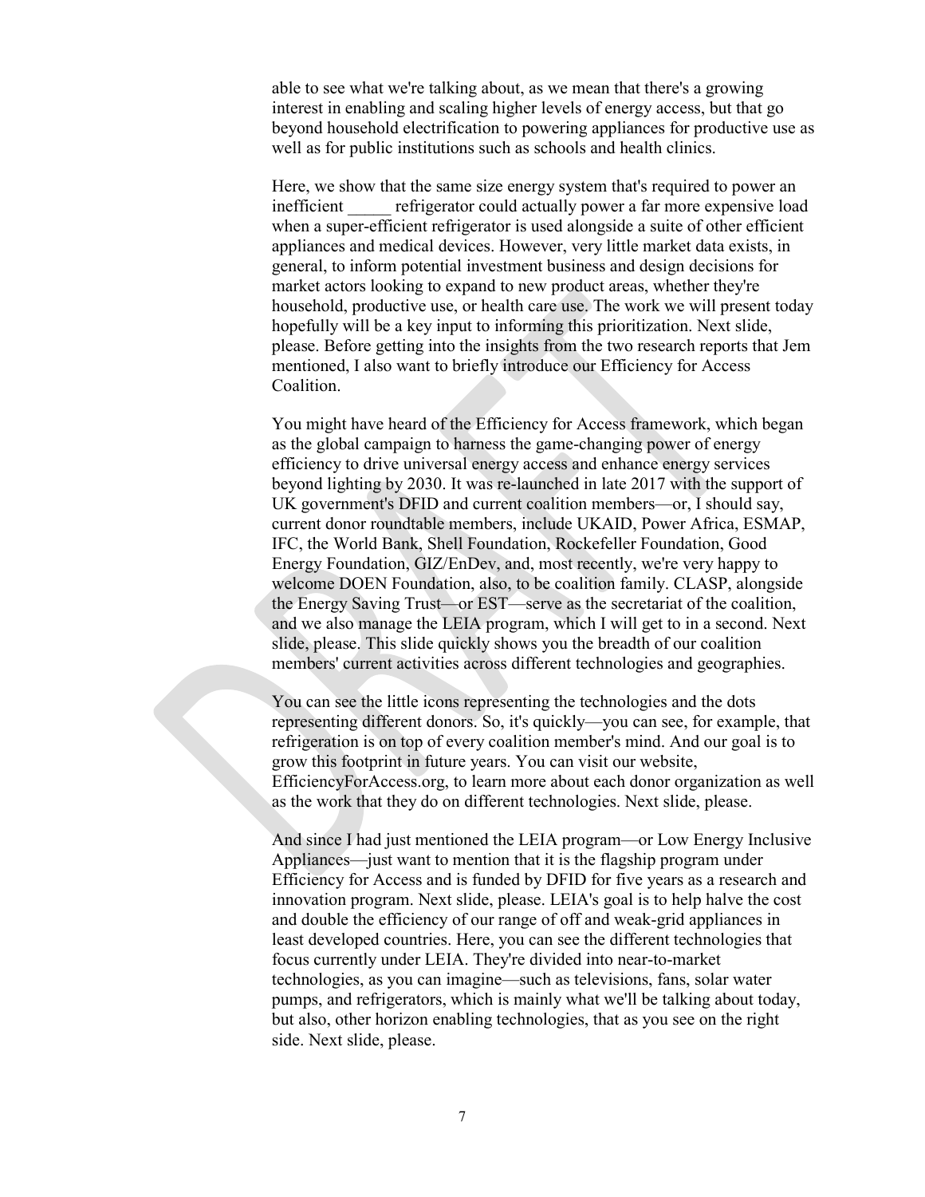able to see what we're talking about, as we mean that there's a growing interest in enabling and scaling higher levels of energy access, but that go beyond household electrification to powering appliances for productive use as well as for public institutions such as schools and health clinics.

Here, we show that the same size energy system that's required to power an inefficient _____ refrigerator could actually power a far more expensive load when a super-efficient refrigerator is used alongside a suite of other efficient appliances and medical devices. However, very little market data exists, in general, to inform potential investment business and design decisions for market actors looking to expand to new product areas, whether they're household, productive use, or health care use. The work we will present today hopefully will be a key input to informing this prioritization. Next slide, please. Before getting into the insights from the two research reports that Jem mentioned, I also want to briefly introduce our Efficiency for Access Coalition.

You might have heard of the Efficiency for Access framework, which began as the global campaign to harness the game-changing power of energy efficiency to drive universal energy access and enhance energy services beyond lighting by 2030. It was re-launched in late 2017 with the support of UK government's DFID and current coalition members—or, I should say, current donor roundtable members, include UKAID, Power Africa, ESMAP, IFC, the World Bank, Shell Foundation, Rockefeller Foundation, Good Energy Foundation, GIZ/EnDev, and, most recently, we're very happy to welcome DOEN Foundation, also, to be coalition family. CLASP, alongside the Energy Saving Trust—or EST—serve as the secretariat of the coalition, and we also manage the LEIA program, which I will get to in a second. Next slide, please. This slide quickly shows you the breadth of our coalition members' current activities across different technologies and geographies.

You can see the little icons representing the technologies and the dots representing different donors. So, it's quickly—you can see, for example, that refrigeration is on top of every coalition member's mind. And our goal is to grow this footprint in future years. You can visit our website, EfficiencyForAccess.org, to learn more about each donor organization as well as the work that they do on different technologies. Next slide, please.

And since I had just mentioned the LEIA program—or Low Energy Inclusive Appliances—just want to mention that it is the flagship program under Efficiency for Access and is funded by DFID for five years as a research and innovation program. Next slide, please. LEIA's goal is to help halve the cost and double the efficiency of our range of off and weak-grid appliances in least developed countries. Here, you can see the different technologies that focus currently under LEIA. They're divided into near-to-market technologies, as you can imagine—such as televisions, fans, solar water pumps, and refrigerators, which is mainly what we'll be talking about today, but also, other horizon enabling technologies, that as you see on the right side. Next slide, please.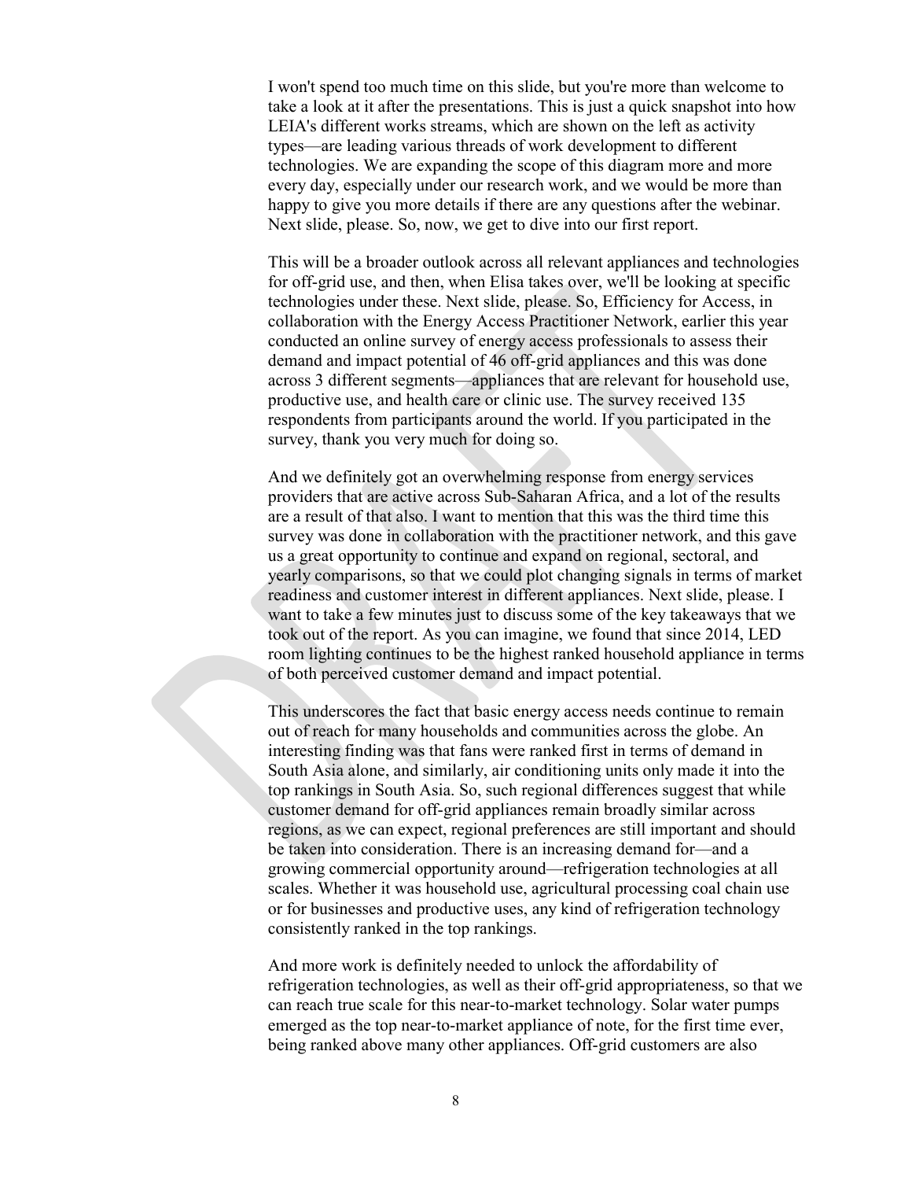I won't spend too much time on this slide, but you're more than welcome to take a look at it after the presentations. This is just a quick snapshot into how LEIA's different works streams, which are shown on the left as activity types—are leading various threads of work development to different technologies. We are expanding the scope of this diagram more and more every day, especially under our research work, and we would be more than happy to give you more details if there are any questions after the webinar. Next slide, please. So, now, we get to dive into our first report.

This will be a broader outlook across all relevant appliances and technologies for off-grid use, and then, when Elisa takes over, we'll be looking at specific technologies under these. Next slide, please. So, Efficiency for Access, in collaboration with the Energy Access Practitioner Network, earlier this year conducted an online survey of energy access professionals to assess their demand and impact potential of 46 off-grid appliances and this was done across 3 different segments—appliances that are relevant for household use, productive use, and health care or clinic use. The survey received 135 respondents from participants around the world. If you participated in the survey, thank you very much for doing so.

And we definitely got an overwhelming response from energy services providers that are active across Sub-Saharan Africa, and a lot of the results are a result of that also. I want to mention that this was the third time this survey was done in collaboration with the practitioner network, and this gave us a great opportunity to continue and expand on regional, sectoral, and yearly comparisons, so that we could plot changing signals in terms of market readiness and customer interest in different appliances. Next slide, please. I want to take a few minutes just to discuss some of the key takeaways that we took out of the report. As you can imagine, we found that since 2014, LED room lighting continues to be the highest ranked household appliance in terms of both perceived customer demand and impact potential.

This underscores the fact that basic energy access needs continue to remain out of reach for many households and communities across the globe. An interesting finding was that fans were ranked first in terms of demand in South Asia alone, and similarly, air conditioning units only made it into the top rankings in South Asia. So, such regional differences suggest that while customer demand for off-grid appliances remain broadly similar across regions, as we can expect, regional preferences are still important and should be taken into consideration. There is an increasing demand for—and a growing commercial opportunity around—refrigeration technologies at all scales. Whether it was household use, agricultural processing coal chain use or for businesses and productive uses, any kind of refrigeration technology consistently ranked in the top rankings.

And more work is definitely needed to unlock the affordability of refrigeration technologies, as well as their off-grid appropriateness, so that we can reach true scale for this near-to-market technology. Solar water pumps emerged as the top near-to-market appliance of note, for the first time ever, being ranked above many other appliances. Off-grid customers are also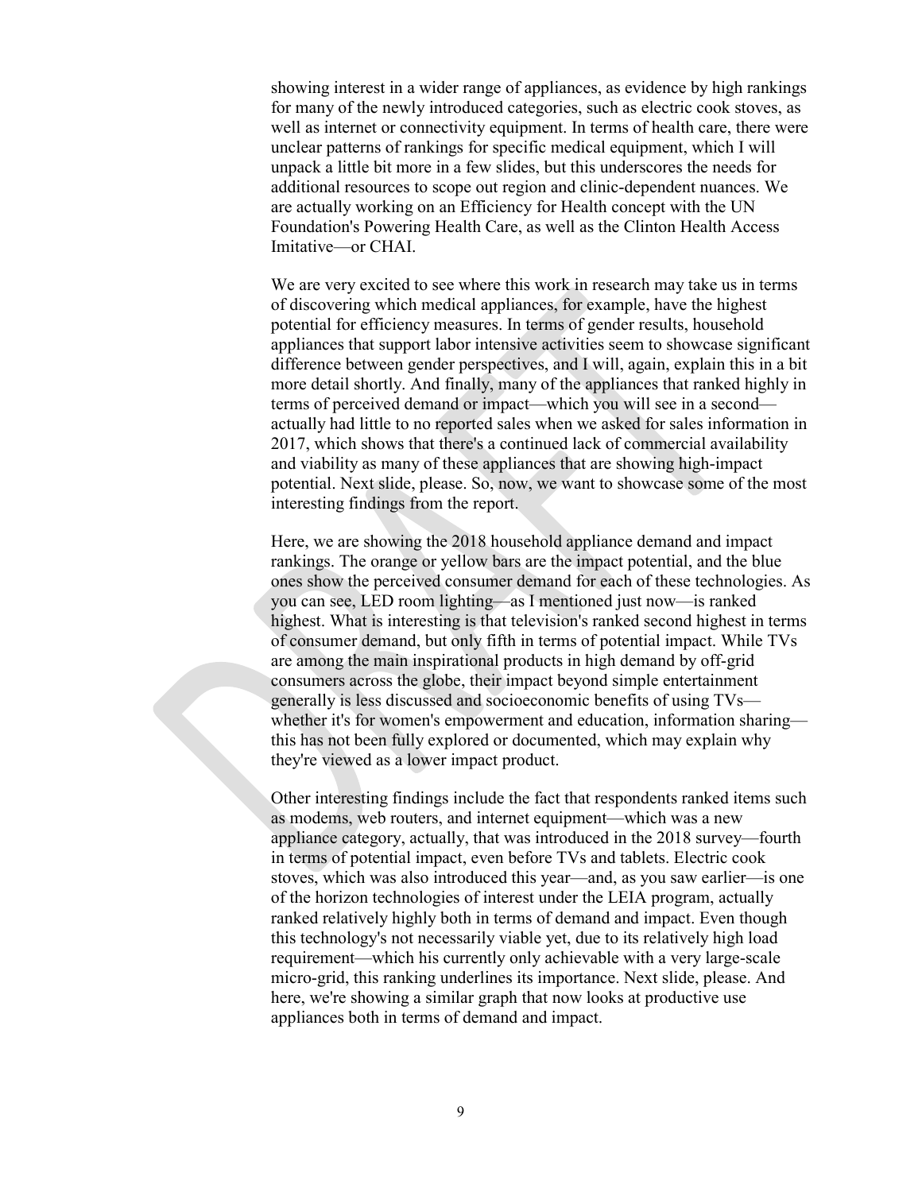showing interest in a wider range of appliances, as evidence by high rankings for many of the newly introduced categories, such as electric cook stoves, as well as internet or connectivity equipment. In terms of health care, there were unclear patterns of rankings for specific medical equipment, which I will unpack a little bit more in a few slides, but this underscores the needs for additional resources to scope out region and clinic-dependent nuances. We are actually working on an Efficiency for Health concept with the UN Foundation's Powering Health Care, as well as the Clinton Health Access Imitative—or CHAI.

We are very excited to see where this work in research may take us in terms of discovering which medical appliances, for example, have the highest potential for efficiency measures. In terms of gender results, household appliances that support labor intensive activities seem to showcase significant difference between gender perspectives, and I will, again, explain this in a bit more detail shortly. And finally, many of the appliances that ranked highly in terms of perceived demand or impact—which you will see in a second—actually had little to no reported sales when we asked for sales information in 2017, which shows that there's a continued lack of commercial availability and viability as many of these appliances that are showing high-impact potential. Next slide, please. So, now, we want to showcase some of the most interesting findings from the report.

Here, we are showing the 2018 household appliance demand and impact rankings. The orange or yellow bars are the impact potential, and the blue ones show the perceived consumer demand for each of these technologies. As you can see, LED room lighting—as I mentioned just now—is ranked highest. What is interesting is that television's ranked second highest in terms of consumer demand, but only fifth in terms of potential impact. While TVs are among the main inspirational products in high demand by off-grid consumers across the globe, their impact beyond simple entertainment generally is less discussed and socioeconomic benefits of using TVs—whether it's for women's empowerment and education, information sharing—this has not been fully explored or documented, which may explain why they're viewed as a lower impact product.

Other interesting findings include the fact that respondents ranked items such as modems, web routers, and internet equipment—which was a new appliance category, actually, that was introduced in the 2018 survey—fourth in terms of potential impact, even before TVs and tablets. Electric cook stoves, which was also introduced this year—and, as you saw earlier—is one of the horizon technologies of interest under the LEIA program, actually ranked relatively highly both in terms of demand and impact. Even though this technology's not necessarily viable yet, due to its relatively high load requirement—which his currently only achievable with a very large-scale micro-grid, this ranking underlines its importance. Next slide, please. And here, we're showing a similar graph that now looks at productive use appliances both in terms of demand and impact.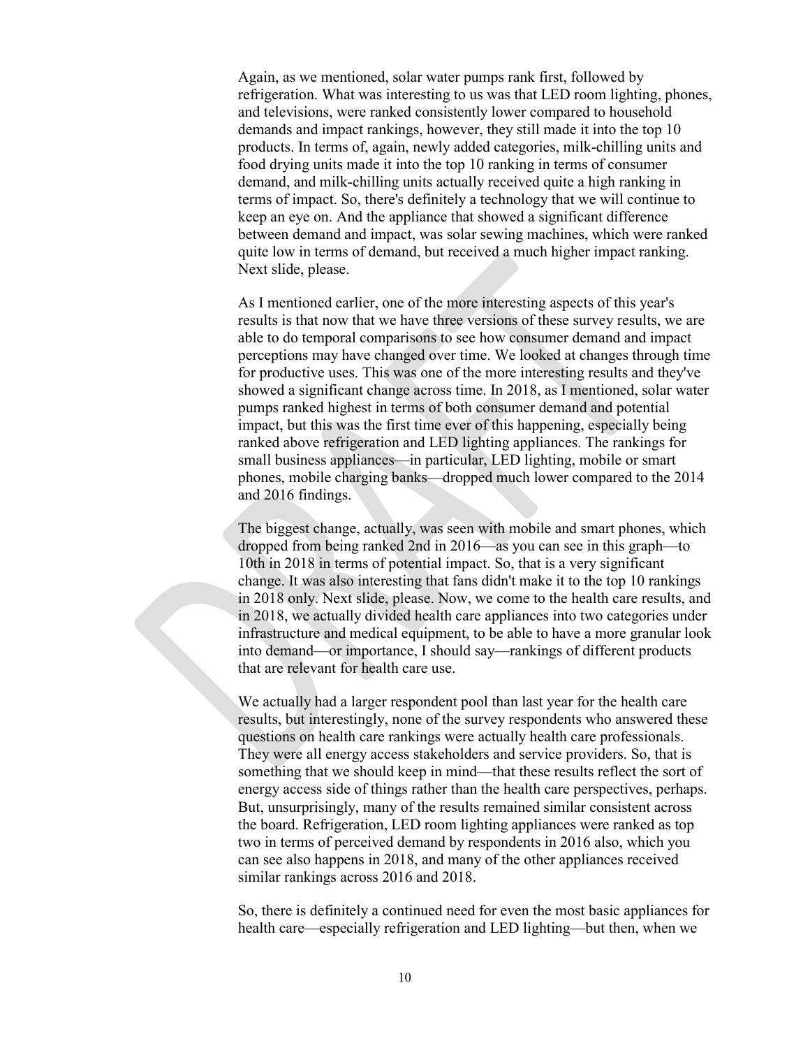Again, as we mentioned, solar water pumps rank first, followed by refrigeration. What was interesting to us was that LED room lighting, phones, and televisions, were ranked consistently lower compared to household demands and impact rankings, however, they still made it into the top 10 products. In terms of, again, newly added categories, milk-chilling units and food drying units made it into the top 10 ranking in terms of consumer demand, and milk-chilling units actually received quite a high ranking in terms of impact. So, there's definitely a technology that we will continue to keep an eye on. And the appliance that showed a significant difference between demand and impact, was solar sewing machines, which were ranked quite low in terms of demand, but received a much higher impact ranking. Next slide, please.

As I mentioned earlier, one of the more interesting aspects of this year's results is that now that we have three versions of these survey results, we are able to do temporal comparisons to see how consumer demand and impact perceptions may have changed over time. We looked at changes through time for productive uses. This was one of the more interesting results and they've showed a significant change across time. In 2018, as I mentioned, solar water pumps ranked highest in terms of both consumer demand and potential impact, but this was the first time ever of this happening, especially being ranked above refrigeration and LED lighting appliances. The rankings for small business appliances—in particular, LED lighting, mobile or smart phones, mobile charging banks—dropped much lower compared to the 2014 and 2016 findings.

The biggest change, actually, was seen with mobile and smart phones, which dropped from being ranked 2nd in 2016—as you can see in this graph—to 10th in 2018 in terms of potential impact. So, that is a very significant change. It was also interesting that fans didn't make it to the top 10 rankings in 2018 only. Next slide, please. Now, we come to the health care results, and in 2018, we actually divided health care appliances into two categories under infrastructure and medical equipment, to be able to have a more granular look into demand—or importance, I should say—rankings of different products that are relevant for health care use.

We actually had a larger respondent pool than last year for the health care results, but interestingly, none of the survey respondents who answered these questions on health care rankings were actually health care professionals. They were all energy access stakeholders and service providers. So, that is something that we should keep in mind—that these results reflect the sort of energy access side of things rather than the health care perspectives, perhaps. But, unsurprisingly, many of the results remained similar consistent across the board. Refrigeration, LED room lighting appliances were ranked as top two in terms of perceived demand by respondents in 2016 also, which you can see also happens in 2018, and many of the other appliances received similar rankings across 2016 and 2018.

So, there is definitely a continued need for even the most basic appliances for health care—especially refrigeration and LED lighting—but then, when we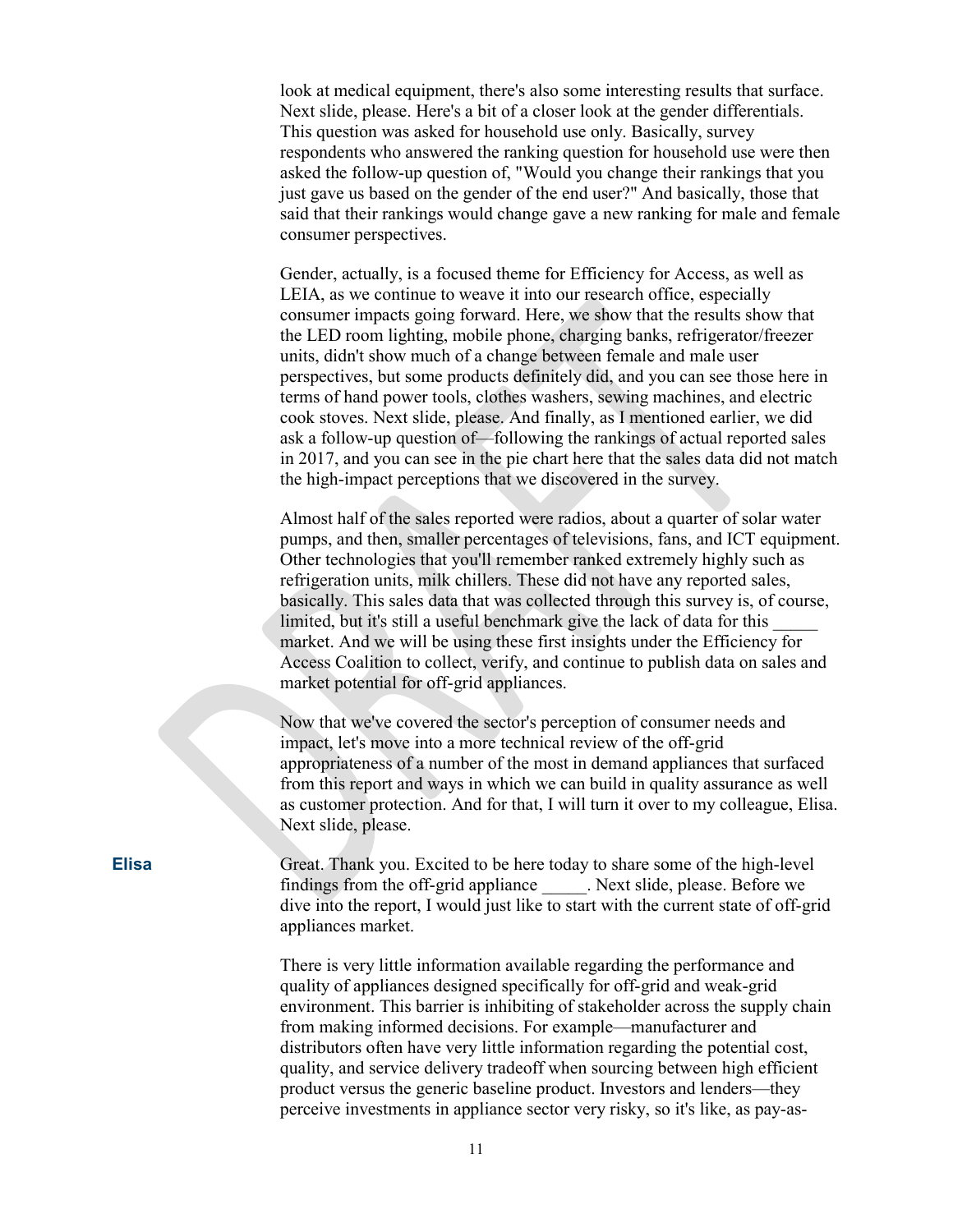look at medical equipment, there's also some interesting results that surface. Next slide, please. Here's a bit of a closer look at the gender differentials. This question was asked for household use only. Basically, survey respondents who answered the ranking question for household use were then asked the follow-up question of, "Would you change their rankings that you just gave us based on the gender of the end user?" And basically, those that said that their rankings would change gave a new ranking for male and female consumer perspectives.

Gender, actually, is a focused theme for Efficiency for Access, as well as LEIA, as we continue to weave it into our research office, especially consumer impacts going forward. Here, we show that the results show that the LED room lighting, mobile phone, charging banks, refrigerator/freezer units, didn't show much of a change between female and male user perspectives, but some products definitely did, and you can see those here in terms of hand power tools, clothes washers, sewing machines, and electric cook stoves. Next slide, please. And finally, as I mentioned earlier, we did ask a follow-up question of—following the rankings of actual reported sales in 2017, and you can see in the pie chart here that the sales data did not match the high-impact perceptions that we discovered in the survey.

Almost half of the sales reported were radios, about a quarter of solar water pumps, and then, smaller percentages of televisions, fans, and ICT equipment. Other technologies that you'll remember ranked extremely highly such as refrigeration units, milk chillers. These did not have any reported sales, basically. This sales data that was collected through this survey is, of course, limited, but it's still a useful benchmark give the lack of data for this _____ market. And we will be using these first insights under the Efficiency for Access Coalition to collect, verify, and continue to publish data on sales and market potential for off-grid appliances.

Now that we've covered the sector's perception of consumer needs and impact, let's move into a more technical review of the off-grid appropriateness of a number of the most in demand appliances that surfaced from this report and ways in which we can build in quality assurance as well as customer protection. And for that, I will turn it over to my colleague, Elisa. Next slide, please.

**Elisa** Great. Thank you. Excited to be here today to share some of the high-level findings from the off-grid appliance _____. Next slide, please. Before we dive into the report, I would just like to start with the current state of off-grid appliances market.

There is very little information available regarding the performance and quality of appliances designed specifically for off-grid and weak-grid environment. This barrier is inhibiting of stakeholder across the supply chain from making informed decisions. For example—manufacturer and distributors often have very little information regarding the potential cost, quality, and service delivery tradeoff when sourcing between high efficient product versus the generic baseline product. Investors and lenders—they perceive investments in appliance sector very risky, so it's like, as pay-as-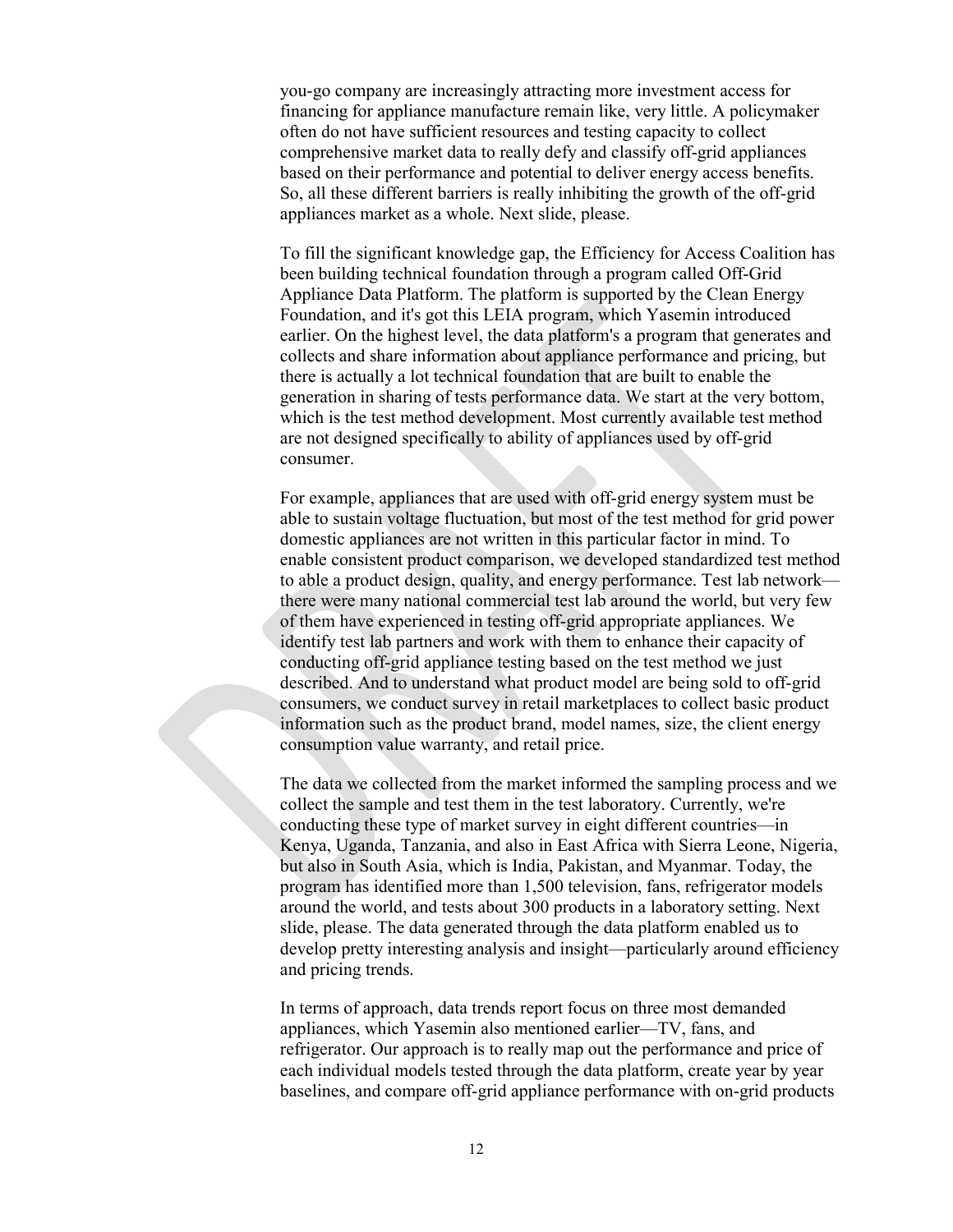you-go company are increasingly attracting more investment access for financing for appliance manufacture remain like, very little. A policymaker often do not have sufficient resources and testing capacity to collect comprehensive market data to really defy and classify off-grid appliances based on their performance and potential to deliver energy access benefits. So, all these different barriers is really inhibiting the growth of the off-grid appliances market as a whole. Next slide, please.

To fill the significant knowledge gap, the Efficiency for Access Coalition has been building technical foundation through a program called Off-Grid Appliance Data Platform. The platform is supported by the Clean Energy Foundation, and it's got this LEIA program, which Yasemin introduced earlier. On the highest level, the data platform's a program that generates and collects and share information about appliance performance and pricing, but there is actually a lot technical foundation that are built to enable the generation in sharing of tests performance data. We start at the very bottom, which is the test method development. Most currently available test method are not designed specifically to ability of appliances used by off-grid consumer.

For example, appliances that are used with off-grid energy system must be able to sustain voltage fluctuation, but most of the test method for grid power domestic appliances are not written in this particular factor in mind. To enable consistent product comparison, we developed standardized test method to able a product design, quality, and energy performance. Test lab network—there were many national commercial test lab around the world, but very few of them have experienced in testing off-grid appropriate appliances. We identify test lab partners and work with them to enhance their capacity of conducting off-grid appliance testing based on the test method we just described. And to understand what product model are being sold to off-grid consumers, we conduct survey in retail marketplaces to collect basic product information such as the product brand, model names, size, the client energy consumption value warranty, and retail price.

The data we collected from the market informed the sampling process and we collect the sample and test them in the test laboratory. Currently, we're conducting these type of market survey in eight different countries—in Kenya, Uganda, Tanzania, and also in East Africa with Sierra Leone, Nigeria, but also in South Asia, which is India, Pakistan, and Myanmar. Today, the program has identified more than 1,500 television, fans, refrigerator models around the world, and tests about 300 products in a laboratory setting. Next slide, please. The data generated through the data platform enabled us to develop pretty interesting analysis and insight—particularly around efficiency and pricing trends.

In terms of approach, data trends report focus on three most demanded appliances, which Yasemin also mentioned earlier—TV, fans, and refrigerator. Our approach is to really map out the performance and price of each individual models tested through the data platform, create year by year baselines, and compare off-grid appliance performance with on-grid products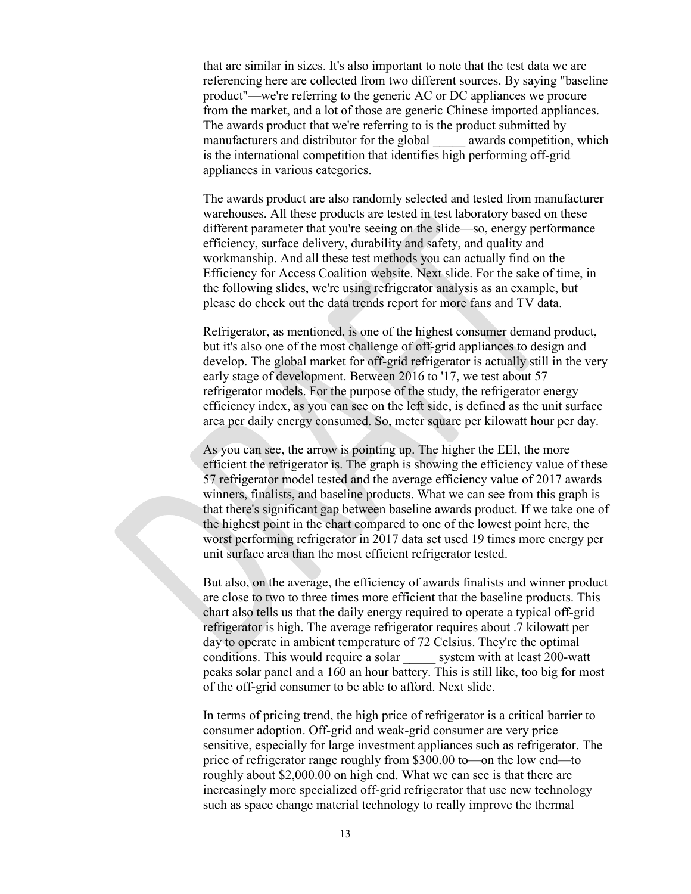that are similar in sizes. It's also important to note that the test data we are referencing here are collected from two different sources. By saying "baseline product"—we're referring to the generic AC or DC appliances we procure from the market, and a lot of those are generic Chinese imported appliances. The awards product that we're referring to is the product submitted by manufacturers and distributor for the global _____ awards competition, which is the international competition that identifies high performing off-grid appliances in various categories.

The awards product are also randomly selected and tested from manufacturer warehouses. All these products are tested in test laboratory based on these different parameter that you're seeing on the slide—so, energy performance efficiency, surface delivery, durability and safety, and quality and workmanship. And all these test methods you can actually find on the Efficiency for Access Coalition website. Next slide. For the sake of time, in the following slides, we're using refrigerator analysis as an example, but please do check out the data trends report for more fans and TV data.

Refrigerator, as mentioned, is one of the highest consumer demand product, but it's also one of the most challenge of off-grid appliances to design and develop. The global market for off-grid refrigerator is actually still in the very early stage of development. Between 2016 to '17, we test about 57 refrigerator models. For the purpose of the study, the refrigerator energy efficiency index, as you can see on the left side, is defined as the unit surface area per daily energy consumed. So, meter square per kilowatt hour per day.

As you can see, the arrow is pointing up. The higher the EEI, the more efficient the refrigerator is. The graph is showing the efficiency value of these 57 refrigerator model tested and the average efficiency value of 2017 awards winners, finalists, and baseline products. What we can see from this graph is that there's significant gap between baseline awards product. If we take one of the highest point in the chart compared to one of the lowest point here, the worst performing refrigerator in 2017 data set used 19 times more energy per unit surface area than the most efficient refrigerator tested.

But also, on the average, the efficiency of awards finalists and winner product are close to two to three times more efficient that the baseline products. This chart also tells us that the daily energy required to operate a typical off-grid refrigerator is high. The average refrigerator requires about .7 kilowatt per day to operate in ambient temperature of 72 Celsius. They're the optimal conditions. This would require a solar _____ system with at least 200-watt peaks solar panel and a 160 an hour battery. This is still like, too big for most of the off-grid consumer to be able to afford. Next slide.

In terms of pricing trend, the high price of refrigerator is a critical barrier to consumer adoption. Off-grid and weak-grid consumer are very price sensitive, especially for large investment appliances such as refrigerator. The price of refrigerator range roughly from $300.00 to—on the low end—to roughly about $2,000.00 on high end. What we can see is that there are increasingly more specialized off-grid refrigerator that use new technology such as space change material technology to really improve the thermal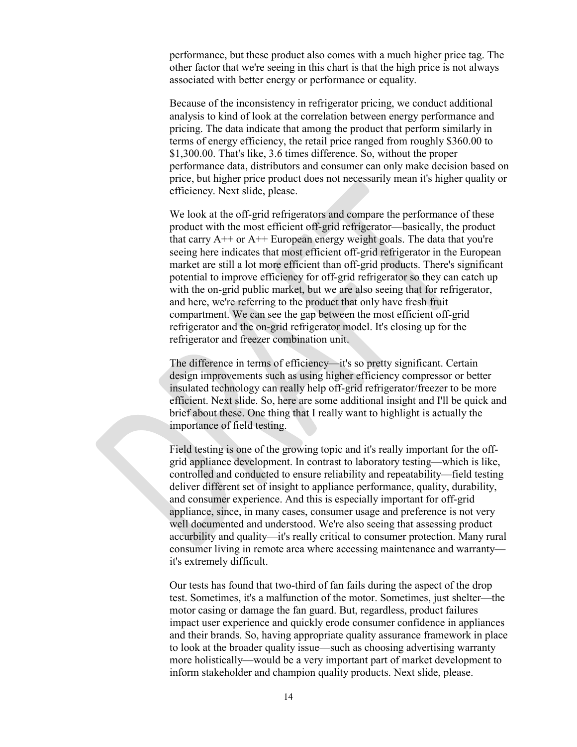performance, but these product also comes with a much higher price tag. The other factor that we're seeing in this chart is that the high price is not always associated with better energy or performance or equality.

Because of the inconsistency in refrigerator pricing, we conduct additional analysis to kind of look at the correlation between energy performance and pricing. The data indicate that among the product that perform similarly in terms of energy efficiency, the retail price ranged from roughly \$360.00 to \$1,300.00. That's like, 3.6 times difference. So, without the proper performance data, distributors and consumer can only make decision based on price, but higher price product does not necessarily mean it's higher quality or efficiency. Next slide, please.

We look at the off-grid refrigerators and compare the performance of these product with the most efficient off-grid refrigerator—basically, the product that carry A++ or A++ European energy weight goals. The data that you're seeing here indicates that most efficient off-grid refrigerator in the European market are still a lot more efficient than off-grid products. There's significant potential to improve efficiency for off-grid refrigerator so they can catch up with the on-grid public market, but we are also seeing that for refrigerator, and here, we're referring to the product that only have fresh fruit compartment. We can see the gap between the most efficient off-grid refrigerator and the on-grid refrigerator model. It's closing up for the refrigerator and freezer combination unit.

The difference in terms of efficiency—it's so pretty significant. Certain design improvements such as using higher efficiency compressor or better insulated technology can really help off-grid refrigerator/freezer to be more efficient. Next slide. So, here are some additional insight and I'll be quick and brief about these. One thing that I really want to highlight is actually the importance of field testing.

Field testing is one of the growing topic and it's really important for the off-grid appliance development. In contrast to laboratory testing—which is like, controlled and conducted to ensure reliability and repeatability—field testing deliver different set of insight to appliance performance, quality, durability, and consumer experience. And this is especially important for off-grid appliance, since, in many cases, consumer usage and preference is not very well documented and understood. We're also seeing that assessing product accurbility and quality—it's really critical to consumer protection. Many rural consumer living in remote area where accessing maintenance and warranty—it's extremely difficult.

Our tests has found that two-third of fan fails during the aspect of the drop test. Sometimes, it's a malfunction of the motor. Sometimes, just shelter—the motor casing or damage the fan guard. But, regardless, product failures impact user experience and quickly erode consumer confidence in appliances and their brands. So, having appropriate quality assurance framework in place to look at the broader quality issue—such as choosing advertising warranty more holistically—would be a very important part of market development to inform stakeholder and champion quality products. Next slide, please.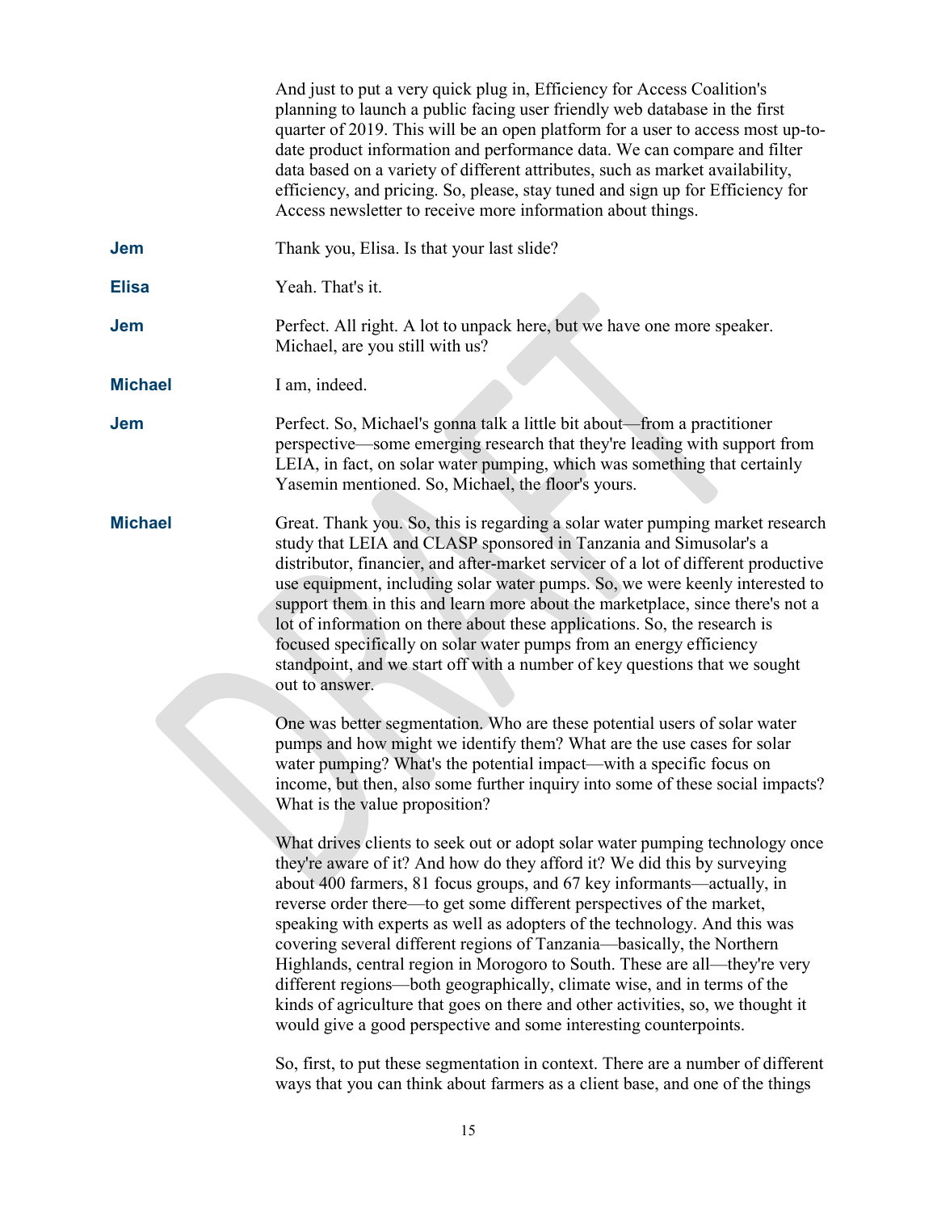And just to put a very quick plug in, Efficiency for Access Coalition's planning to launch a public facing user friendly web database in the first quarter of 2019. This will be an open platform for a user to access most up-to-date product information and performance data. We can compare and filter data based on a variety of different attributes, such as market availability, efficiency, and pricing. So, please, stay tuned and sign up for Efficiency for Access newsletter to receive more information about things.

**Jem** Thank you, Elisa. Is that your last slide?

**Elisa** Yeah. That's it.

**Jem** Perfect. All right. A lot to unpack here, but we have one more speaker. Michael, are you still with us?

**Michael** I am, indeed.

**Jem** Perfect. So, Michael's gonna talk a little bit about—from a practitioner perspective—some emerging research that they're leading with support from LEIA, in fact, on solar water pumping, which was something that certainly Yasemin mentioned. So, Michael, the floor's yours.

**Michael** Great. Thank you. So, this is regarding a solar water pumping market research study that LEIA and CLASP sponsored in Tanzania and Simusolar's a distributor, financier, and after-market servicer of a lot of different productive use equipment, including solar water pumps. So, we were keenly interested to support them in this and learn more about the marketplace, since there's not a lot of information on there about these applications. So, the research is focused specifically on solar water pumps from an energy efficiency standpoint, and we start off with a number of key questions that we sought out to answer.

One was better segmentation. Who are these potential users of solar water pumps and how might we identify them? What are the use cases for solar water pumping? What's the potential impact—with a specific focus on income, but then, also some further inquiry into some of these social impacts? What is the value proposition?

What drives clients to seek out or adopt solar water pumping technology once they're aware of it? And how do they afford it? We did this by surveying about 400 farmers, 81 focus groups, and 67 key informants—actually, in reverse order there—to get some different perspectives of the market, speaking with experts as well as adopters of the technology. And this was covering several different regions of Tanzania—basically, the Northern Highlands, central region in Morogoro to South. These are all—they're very different regions—both geographically, climate wise, and in terms of the kinds of agriculture that goes on there and other activities, so, we thought it would give a good perspective and some interesting counterpoints.

So, first, to put these segmentation in context. There are a number of different ways that you can think about farmers as a client base, and one of the things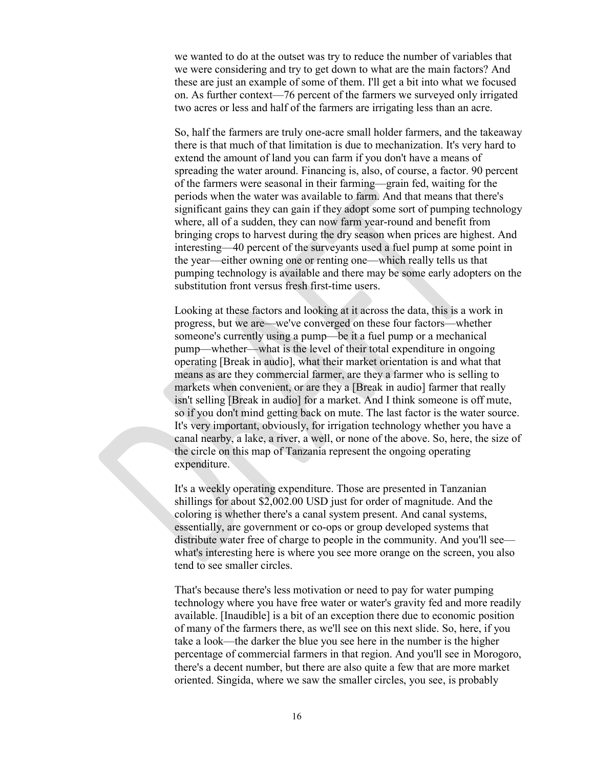we wanted to do at the outset was try to reduce the number of variables that we were considering and try to get down to what are the main factors? And these are just an example of some of them. I'll get a bit into what we focused on. As further context—76 percent of the farmers we surveyed only irrigated two acres or less and half of the farmers are irrigating less than an acre.

So, half the farmers are truly one-acre small holder farmers, and the takeaway there is that much of that limitation is due to mechanization. It's very hard to extend the amount of land you can farm if you don't have a means of spreading the water around. Financing is, also, of course, a factor. 90 percent of the farmers were seasonal in their farming—grain fed, waiting for the periods when the water was available to farm. And that means that there's significant gains they can gain if they adopt some sort of pumping technology where, all of a sudden, they can now farm year-round and benefit from bringing crops to harvest during the dry season when prices are highest. And interesting—40 percent of the surveyants used a fuel pump at some point in the year—either owning one or renting one—which really tells us that pumping technology is available and there may be some early adopters on the substitution front versus fresh first-time users.

Looking at these factors and looking at it across the data, this is a work in progress, but we are—we've converged on these four factors—whether someone's currently using a pump—be it a fuel pump or a mechanical pump—whether—what is the level of their total expenditure in ongoing operating [Break in audio], what their market orientation is and what that means as are they commercial farmer, are they a farmer who is selling to markets when convenient, or are they a [Break in audio] farmer that really isn't selling [Break in audio] for a market. And I think someone is off mute, so if you don't mind getting back on mute. The last factor is the water source. It's very important, obviously, for irrigation technology whether you have a canal nearby, a lake, a river, a well, or none of the above. So, here, the size of the circle on this map of Tanzania represent the ongoing operating expenditure.

It's a weekly operating expenditure. Those are presented in Tanzanian shillings for about $2,002.00 USD just for order of magnitude. And the coloring is whether there's a canal system present. And canal systems, essentially, are government or co-ops or group developed systems that distribute water free of charge to people in the community. And you'll see—what's interesting here is where you see more orange on the screen, you also tend to see smaller circles.

That's because there's less motivation or need to pay for water pumping technology where you have free water or water's gravity fed and more readily available. [Inaudible] is a bit of an exception there due to economic position of many of the farmers there, as we'll see on this next slide. So, here, if you take a look—the darker the blue you see here in the number is the higher percentage of commercial farmers in that region. And you'll see in Morogoro, there's a decent number, but there are also quite a few that are more market oriented. Singida, where we saw the smaller circles, you see, is probably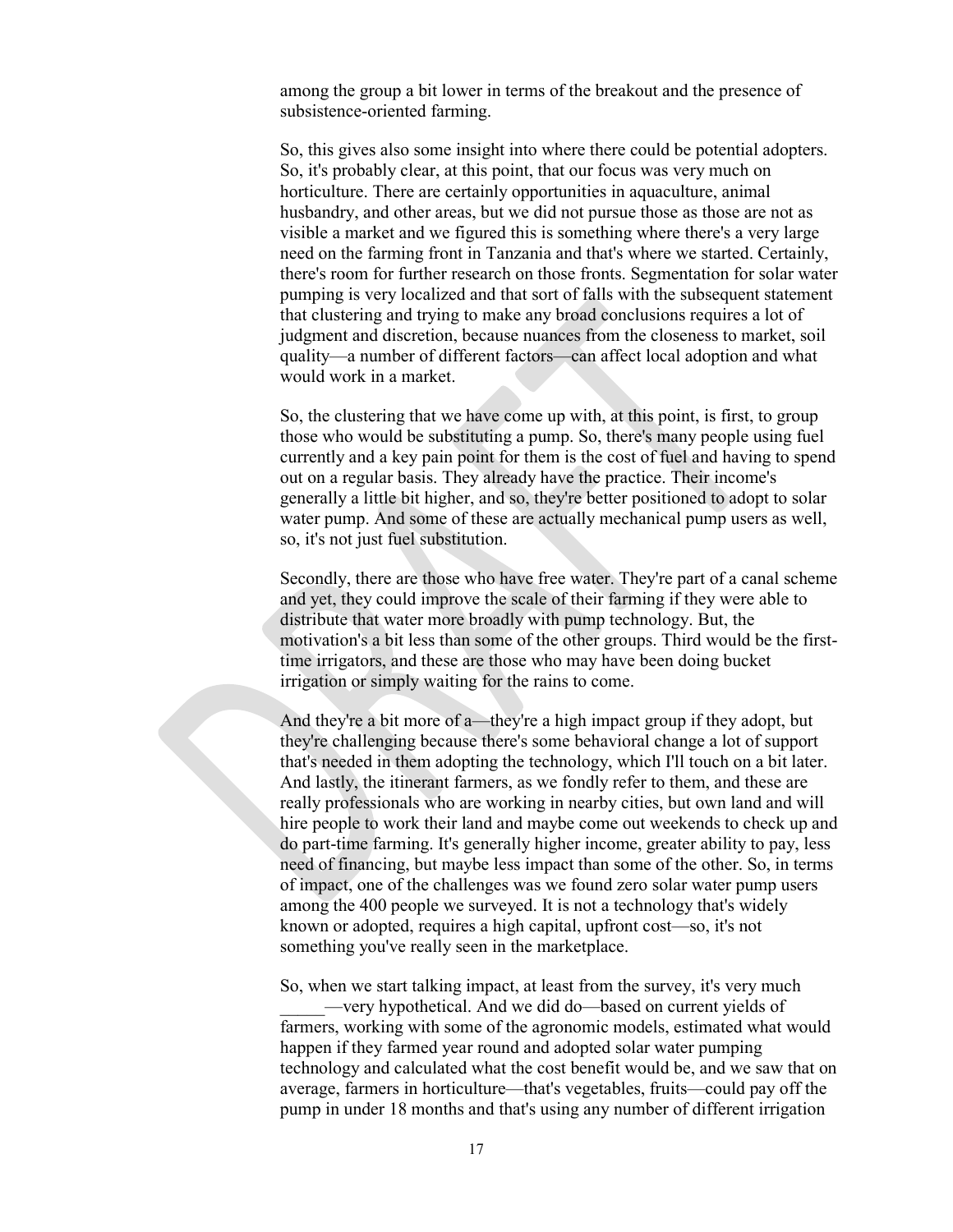among the group a bit lower in terms of the breakout and the presence of subsistence-oriented farming.

So, this gives also some insight into where there could be potential adopters. So, it's probably clear, at this point, that our focus was very much on horticulture. There are certainly opportunities in aquaculture, animal husbandry, and other areas, but we did not pursue those as those are not as visible a market and we figured this is something where there's a very large need on the farming front in Tanzania and that's where we started. Certainly, there's room for further research on those fronts. Segmentation for solar water pumping is very localized and that sort of falls with the subsequent statement that clustering and trying to make any broad conclusions requires a lot of judgment and discretion, because nuances from the closeness to market, soil quality—a number of different factors—can affect local adoption and what would work in a market.

So, the clustering that we have come up with, at this point, is first, to group those who would be substituting a pump. So, there's many people using fuel currently and a key pain point for them is the cost of fuel and having to spend out on a regular basis. They already have the practice. Their income's generally a little bit higher, and so, they're better positioned to adopt to solar water pump. And some of these are actually mechanical pump users as well, so, it's not just fuel substitution.

Secondly, there are those who have free water. They're part of a canal scheme and yet, they could improve the scale of their farming if they were able to distribute that water more broadly with pump technology. But, the motivation's a bit less than some of the other groups. Third would be the first-time irrigators, and these are those who may have been doing bucket irrigation or simply waiting for the rains to come.

And they're a bit more of a—they're a high impact group if they adopt, but they're challenging because there's some behavioral change a lot of support that's needed in them adopting the technology, which I'll touch on a bit later. And lastly, the itinerant farmers, as we fondly refer to them, and these are really professionals who are working in nearby cities, but own land and will hire people to work their land and maybe come out weekends to check up and do part-time farming. It's generally higher income, greater ability to pay, less need of financing, but maybe less impact than some of the other. So, in terms of impact, one of the challenges was we found zero solar water pump users among the 400 people we surveyed. It is not a technology that's widely known or adopted, requires a high capital, upfront cost—so, it's not something you've really seen in the marketplace.

So, when we start talking impact, at least from the survey, it's very much _____—very hypothetical. And we did do—based on current yields of farmers, working with some of the agronomic models, estimated what would happen if they farmed year round and adopted solar water pumping technology and calculated what the cost benefit would be, and we saw that on average, farmers in horticulture—that's vegetables, fruits—could pay off the pump in under 18 months and that's using any number of different irrigation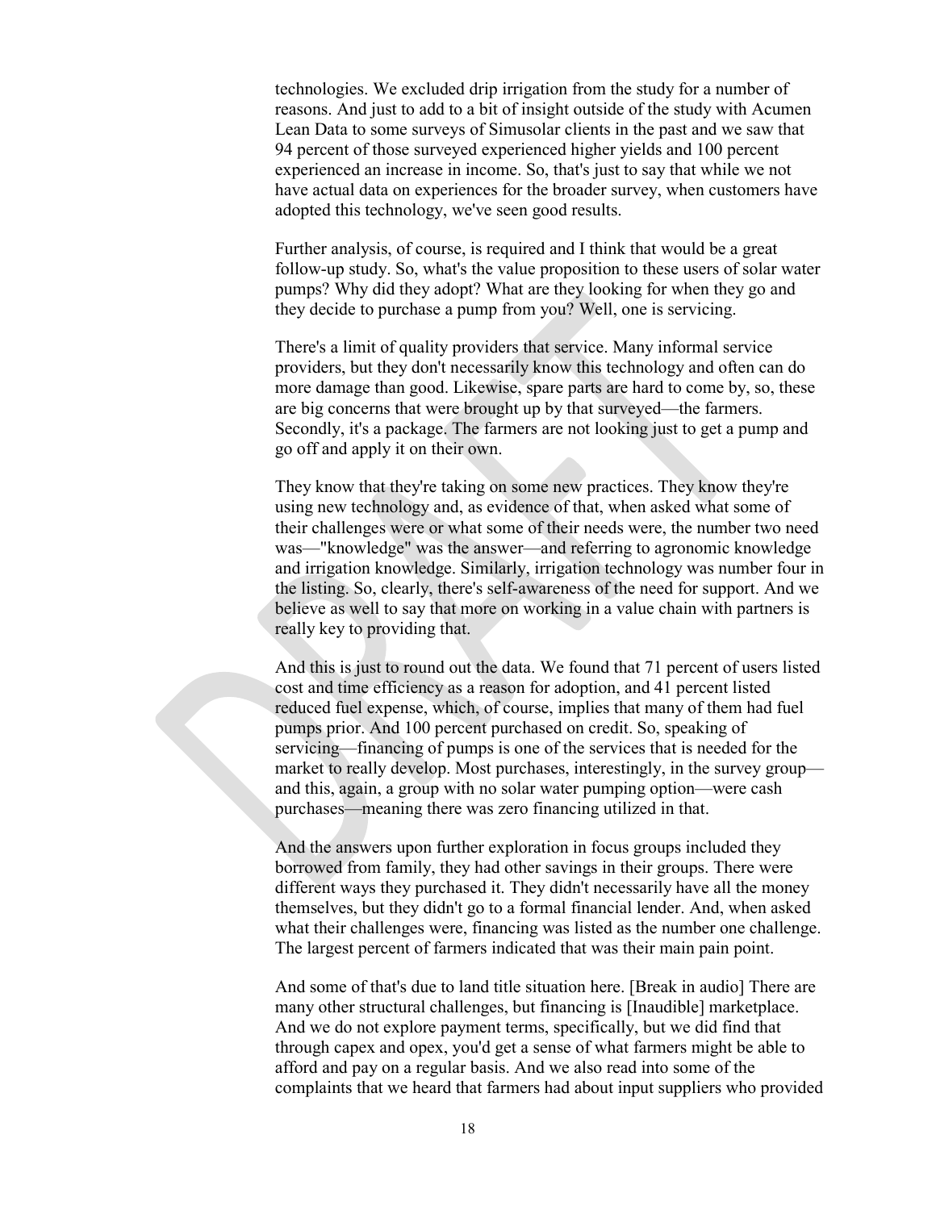technologies. We excluded drip irrigation from the study for a number of reasons. And just to add to a bit of insight outside of the study with Acumen Lean Data to some surveys of Simusolar clients in the past and we saw that 94 percent of those surveyed experienced higher yields and 100 percent experienced an increase in income. So, that's just to say that while we not have actual data on experiences for the broader survey, when customers have adopted this technology, we've seen good results.

Further analysis, of course, is required and I think that would be a great follow-up study. So, what's the value proposition to these users of solar water pumps? Why did they adopt? What are they looking for when they go and they decide to purchase a pump from you? Well, one is servicing.

There's a limit of quality providers that service. Many informal service providers, but they don't necessarily know this technology and often can do more damage than good. Likewise, spare parts are hard to come by, so, these are big concerns that were brought up by that surveyed—the farmers. Secondly, it's a package. The farmers are not looking just to get a pump and go off and apply it on their own.

They know that they're taking on some new practices. They know they're using new technology and, as evidence of that, when asked what some of their challenges were or what some of their needs were, the number two need was—"knowledge" was the answer—and referring to agronomic knowledge and irrigation knowledge. Similarly, irrigation technology was number four in the listing. So, clearly, there's self-awareness of the need for support. And we believe as well to say that more on working in a value chain with partners is really key to providing that.

And this is just to round out the data. We found that 71 percent of users listed cost and time efficiency as a reason for adoption, and 41 percent listed reduced fuel expense, which, of course, implies that many of them had fuel pumps prior. And 100 percent purchased on credit. So, speaking of servicing—financing of pumps is one of the services that is needed for the market to really develop. Most purchases, interestingly, in the survey group—and this, again, a group with no solar water pumping option—were cash purchases—meaning there was zero financing utilized in that.

And the answers upon further exploration in focus groups included they borrowed from family, they had other savings in their groups. There were different ways they purchased it. They didn't necessarily have all the money themselves, but they didn't go to a formal financial lender. And, when asked what their challenges were, financing was listed as the number one challenge. The largest percent of farmers indicated that was their main pain point.

And some of that's due to land title situation here. [Break in audio] There are many other structural challenges, but financing is [Inaudible] marketplace. And we do not explore payment terms, specifically, but we did find that through capex and opex, you'd get a sense of what farmers might be able to afford and pay on a regular basis. And we also read into some of the complaints that we heard that farmers had about input suppliers who provided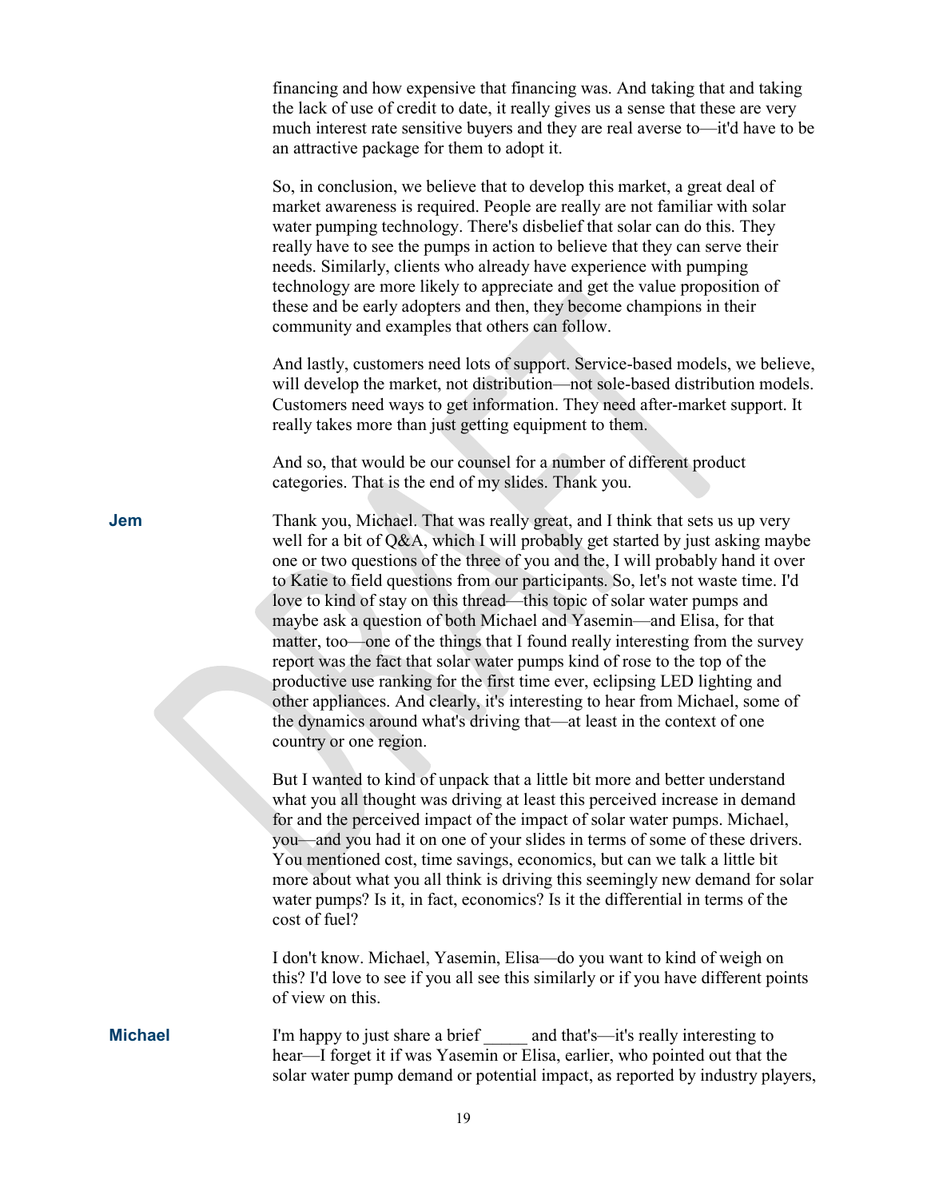financing and how expensive that financing was. And taking that and taking the lack of use of credit to date, it really gives us a sense that these are very much interest rate sensitive buyers and they are real averse to—it'd have to be an attractive package for them to adopt it.

So, in conclusion, we believe that to develop this market, a great deal of market awareness is required. People are really are not familiar with solar water pumping technology. There's disbelief that solar can do this. They really have to see the pumps in action to believe that they can serve their needs. Similarly, clients who already have experience with pumping technology are more likely to appreciate and get the value proposition of these and be early adopters and then, they become champions in their community and examples that others can follow.

And lastly, customers need lots of support. Service-based models, we believe, will develop the market, not distribution—not sole-based distribution models. Customers need ways to get information. They need after-market support. It really takes more than just getting equipment to them.

And so, that would be our counsel for a number of different product categories. That is the end of my slides. Thank you.

**Jem** Thank you, Michael. That was really great, and I think that sets us up very well for a bit of Q&A, which I will probably get started by just asking maybe one or two questions of the three of you and the, I will probably hand it over to Katie to field questions from our participants. So, let's not waste time. I'd love to kind of stay on this thread—this topic of solar water pumps and maybe ask a question of both Michael and Yasemin—and Elisa, for that matter, too—one of the things that I found really interesting from the survey report was the fact that solar water pumps kind of rose to the top of the productive use ranking for the first time ever, eclipsing LED lighting and other appliances. And clearly, it's interesting to hear from Michael, some of the dynamics around what's driving that—at least in the context of one country or one region.

But I wanted to kind of unpack that a little bit more and better understand what you all thought was driving at least this perceived increase in demand for and the perceived impact of the impact of solar water pumps. Michael, you—and you had it on one of your slides in terms of some of these drivers. You mentioned cost, time savings, economics, but can we talk a little bit more about what you all think is driving this seemingly new demand for solar water pumps? Is it, in fact, economics? Is it the differential in terms of the cost of fuel?

I don't know. Michael, Yasemin, Elisa—do you want to kind of weigh on this? I'd love to see if you all see this similarly or if you have different points of view on this.

**Michael** I'm happy to just share a brief _____ and that's—it's really interesting to hear—I forget it if was Yasemin or Elisa, earlier, who pointed out that the solar water pump demand or potential impact, as reported by industry players,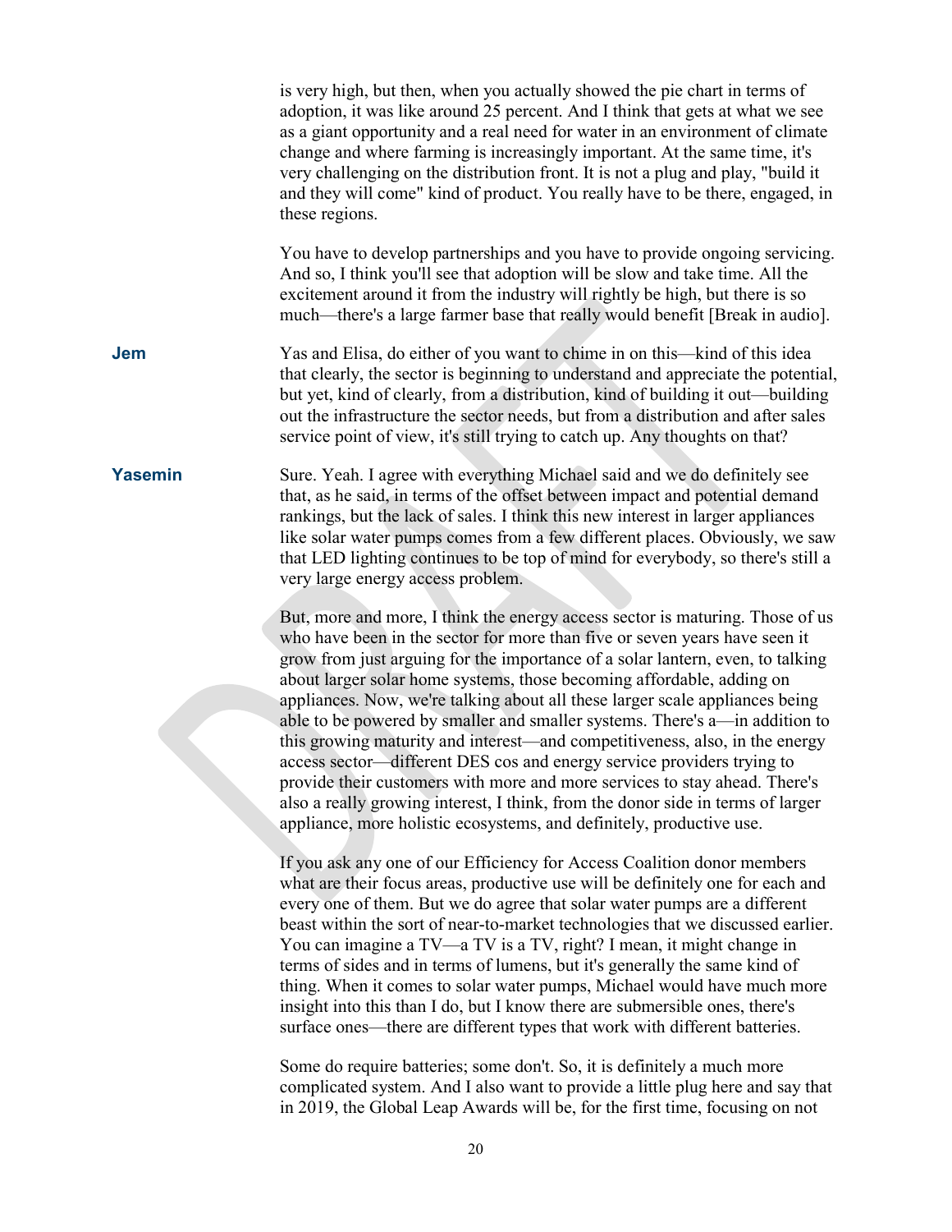is very high, but then, when you actually showed the pie chart in terms of adoption, it was like around 25 percent. And I think that gets at what we see as a giant opportunity and a real need for water in an environment of climate change and where farming is increasingly important. At the same time, it's very challenging on the distribution front. It is not a plug and play, "build it and they will come" kind of product. You really have to be there, engaged, in these regions.

You have to develop partnerships and you have to provide ongoing servicing. And so, I think you'll see that adoption will be slow and take time. All the excitement around it from the industry will rightly be high, but there is so much—there's a large farmer base that really would benefit [Break in audio].

**Jem** Yas and Elisa, do either of you want to chime in on this—kind of this idea that clearly, the sector is beginning to understand and appreciate the potential, but yet, kind of clearly, from a distribution, kind of building it out—building out the infrastructure the sector needs, but from a distribution and after sales service point of view, it's still trying to catch up. Any thoughts on that?

**Yasemin** Sure. Yeah. I agree with everything Michael said and we do definitely see that, as he said, in terms of the offset between impact and potential demand rankings, but the lack of sales. I think this new interest in larger appliances like solar water pumps comes from a few different places. Obviously, we saw that LED lighting continues to be top of mind for everybody, so there's still a very large energy access problem.

But, more and more, I think the energy access sector is maturing. Those of us who have been in the sector for more than five or seven years have seen it grow from just arguing for the importance of a solar lantern, even, to talking about larger solar home systems, those becoming affordable, adding on appliances. Now, we're talking about all these larger scale appliances being able to be powered by smaller and smaller systems. There's a—in addition to this growing maturity and interest—and competitiveness, also, in the energy access sector—different DES cos and energy service providers trying to provide their customers with more and more services to stay ahead. There's also a really growing interest, I think, from the donor side in terms of larger appliance, more holistic ecosystems, and definitely, productive use.

If you ask any one of our Efficiency for Access Coalition donor members what are their focus areas, productive use will be definitely one for each and every one of them. But we do agree that solar water pumps are a different beast within the sort of near-to-market technologies that we discussed earlier. You can imagine a TV—a TV is a TV, right? I mean, it might change in terms of sides and in terms of lumens, but it's generally the same kind of thing. When it comes to solar water pumps, Michael would have much more insight into this than I do, but I know there are submersible ones, there's surface ones—there are different types that work with different batteries.

Some do require batteries; some don't. So, it is definitely a much more complicated system. And I also want to provide a little plug here and say that in 2019, the Global Leap Awards will be, for the first time, focusing on not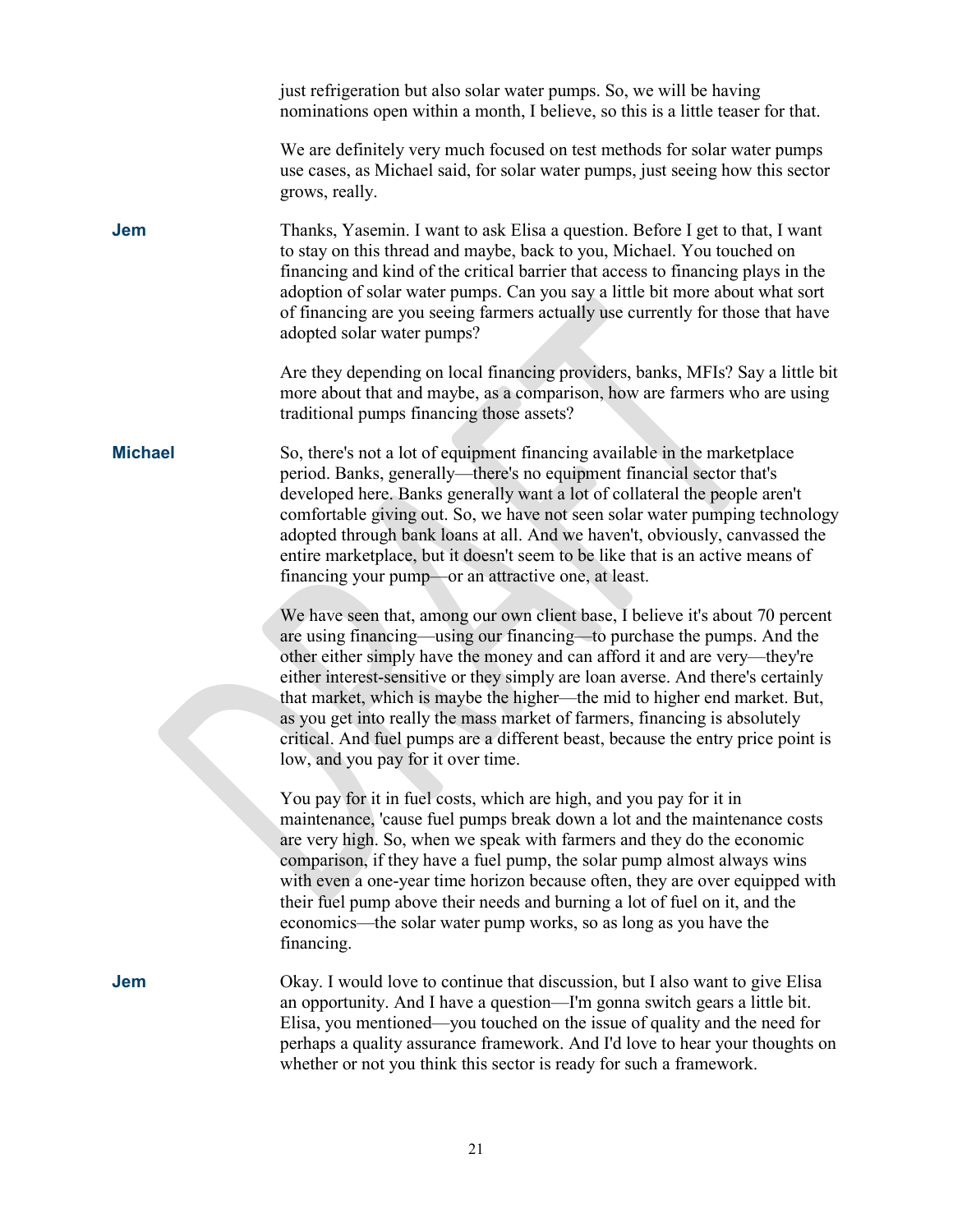just refrigeration but also solar water pumps. So, we will be having nominations open within a month, I believe, so this is a little teaser for that.

We are definitely very much focused on test methods for solar water pumps use cases, as Michael said, for solar water pumps, just seeing how this sector grows, really.

**Jem** Thanks, Yasemin. I want to ask Elisa a question. Before I get to that, I want to stay on this thread and maybe, back to you, Michael. You touched on financing and kind of the critical barrier that access to financing plays in the adoption of solar water pumps. Can you say a little bit more about what sort of financing are you seeing farmers actually use currently for those that have adopted solar water pumps?

Are they depending on local financing providers, banks, MFIs? Say a little bit more about that and maybe, as a comparison, how are farmers who are using traditional pumps financing those assets?

**Michael** So, there's not a lot of equipment financing available in the marketplace period. Banks, generally—there's no equipment financial sector that's developed here. Banks generally want a lot of collateral the people aren't comfortable giving out. So, we have not seen solar water pumping technology adopted through bank loans at all. And we haven't, obviously, canvassed the entire marketplace, but it doesn't seem to be like that is an active means of financing your pump—or an attractive one, at least.

We have seen that, among our own client base, I believe it's about 70 percent are using financing—using our financing—to purchase the pumps. And the other either simply have the money and can afford it and are very—they're either interest-sensitive or they simply are loan averse. And there's certainly that market, which is maybe the higher—the mid to higher end market. But, as you get into really the mass market of farmers, financing is absolutely critical. And fuel pumps are a different beast, because the entry price point is low, and you pay for it over time.

You pay for it in fuel costs, which are high, and you pay for it in maintenance, 'cause fuel pumps break down a lot and the maintenance costs are very high. So, when we speak with farmers and they do the economic comparison, if they have a fuel pump, the solar pump almost always wins with even a one-year time horizon because often, they are over equipped with their fuel pump above their needs and burning a lot of fuel on it, and the economics—the solar water pump works, so as long as you have the financing.

**Jem** Okay. I would love to continue that discussion, but I also want to give Elisa an opportunity. And I have a question—I'm gonna switch gears a little bit. Elisa, you mentioned—you touched on the issue of quality and the need for perhaps a quality assurance framework. And I'd love to hear your thoughts on whether or not you think this sector is ready for such a framework.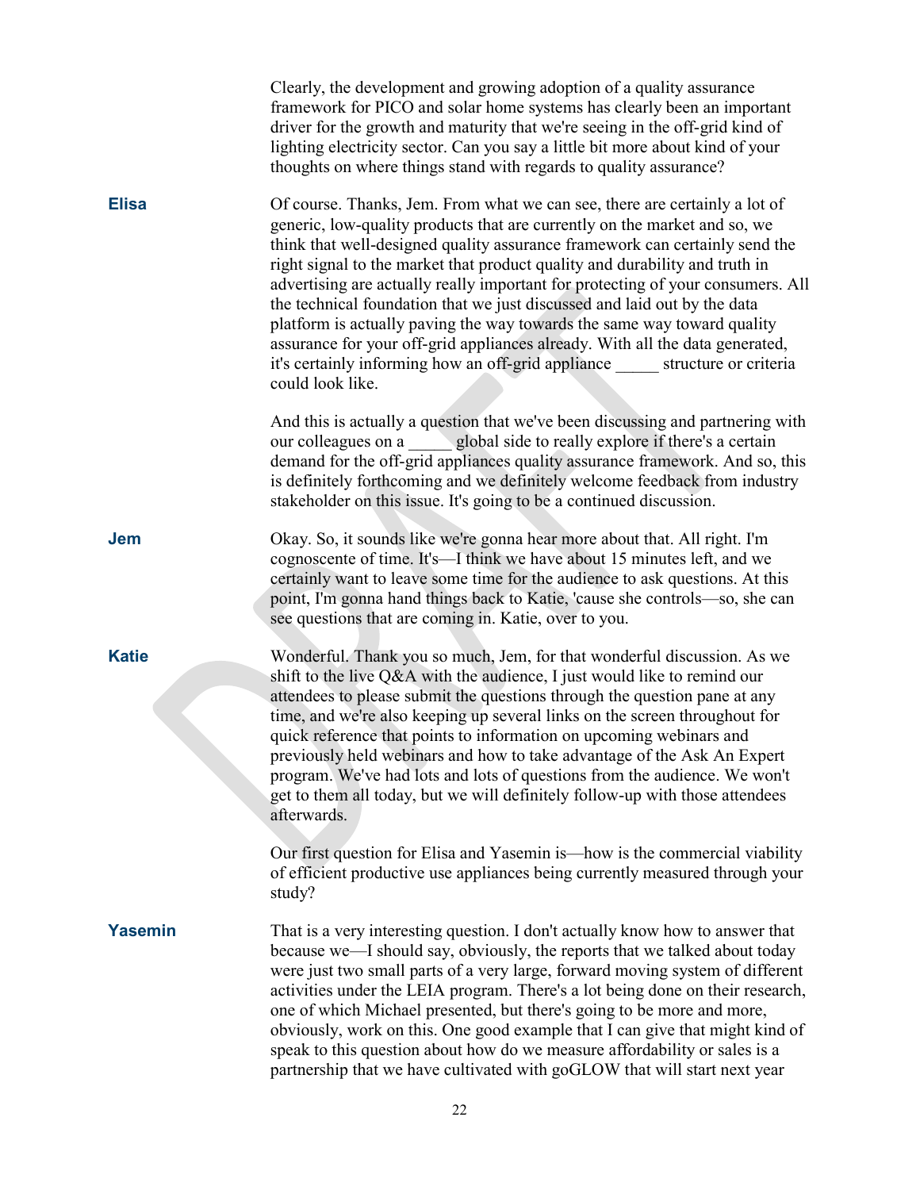Clearly, the development and growing adoption of a quality assurance framework for PICO and solar home systems has clearly been an important driver for the growth and maturity that we're seeing in the off-grid kind of lighting electricity sector. Can you say a little bit more about kind of your thoughts on where things stand with regards to quality assurance?

**Elisa** Of course. Thanks, Jem. From what we can see, there are certainly a lot of generic, low-quality products that are currently on the market and so, we think that well-designed quality assurance framework can certainly send the right signal to the market that product quality and durability and truth in advertising are actually really important for protecting of your consumers. All the technical foundation that we just discussed and laid out by the data platform is actually paving the way towards the same way toward quality assurance for your off-grid appliances already. With all the data generated, it's certainly informing how an off-grid appliance _____ structure or criteria could look like.

And this is actually a question that we've been discussing and partnering with our colleagues on a _____ global side to really explore if there's a certain demand for the off-grid appliances quality assurance framework. And so, this is definitely forthcoming and we definitely welcome feedback from industry stakeholder on this issue. It's going to be a continued discussion.

**Jem** Okay. So, it sounds like we're gonna hear more about that. All right. I'm cognoscente of time. It's—I think we have about 15 minutes left, and we certainly want to leave some time for the audience to ask questions. At this point, I'm gonna hand things back to Katie, 'cause she controls—so, she can see questions that are coming in. Katie, over to you.

**Katie** Wonderful. Thank you so much, Jem, for that wonderful discussion. As we shift to the live Q&A with the audience, I just would like to remind our attendees to please submit the questions through the question pane at any time, and we're also keeping up several links on the screen throughout for quick reference that points to information on upcoming webinars and previously held webinars and how to take advantage of the Ask An Expert program. We've had lots and lots of questions from the audience. We won't get to them all today, but we will definitely follow-up with those attendees afterwards.

Our first question for Elisa and Yasemin is—how is the commercial viability of efficient productive use appliances being currently measured through your study?

**Yasemin** That is a very interesting question. I don't actually know how to answer that because we—I should say, obviously, the reports that we talked about today were just two small parts of a very large, forward moving system of different activities under the LEIA program. There's a lot being done on their research, one of which Michael presented, but there's going to be more and more, obviously, work on this. One good example that I can give that might kind of speak to this question about how do we measure affordability or sales is a partnership that we have cultivated with goGLOW that will start next year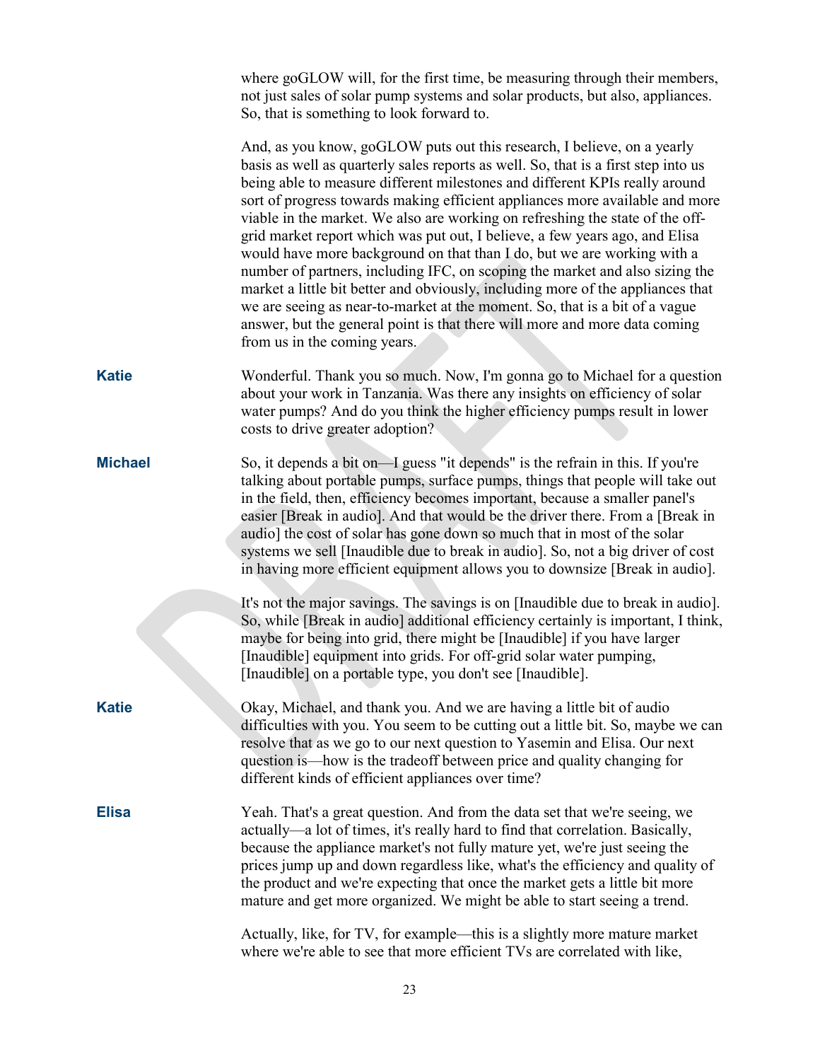where goGLOW will, for the first time, be measuring through their members, not just sales of solar pump systems and solar products, but also, appliances. So, that is something to look forward to.

And, as you know, goGLOW puts out this research, I believe, on a yearly basis as well as quarterly sales reports as well. So, that is a first step into us being able to measure different milestones and different KPIs really around sort of progress towards making efficient appliances more available and more viable in the market. We also are working on refreshing the state of the off-grid market report which was put out, I believe, a few years ago, and Elisa would have more background on that than I do, but we are working with a number of partners, including IFC, on scoping the market and also sizing the market a little bit better and obviously, including more of the appliances that we are seeing as near-to-market at the moment. So, that is a bit of a vague answer, but the general point is that there will more and more data coming from us in the coming years.

**Katie** Wonderful. Thank you so much. Now, I'm gonna go to Michael for a question about your work in Tanzania. Was there any insights on efficiency of solar water pumps? And do you think the higher efficiency pumps result in lower costs to drive greater adoption?

**Michael** So, it depends a bit on—I guess "it depends" is the refrain in this. If you're talking about portable pumps, surface pumps, things that people will take out in the field, then, efficiency becomes important, because a smaller panel's easier [Break in audio]. And that would be the driver there. From a [Break in audio] the cost of solar has gone down so much that in most of the solar systems we sell [Inaudible due to break in audio]. So, not a big driver of cost in having more efficient equipment allows you to downsize [Break in audio].

It's not the major savings. The savings is on [Inaudible due to break in audio]. So, while [Break in audio] additional efficiency certainly is important, I think, maybe for being into grid, there might be [Inaudible] if you have larger [Inaudible] equipment into grids. For off-grid solar water pumping, [Inaudible] on a portable type, you don't see [Inaudible].

**Katie** Okay, Michael, and thank you. And we are having a little bit of audio difficulties with you. You seem to be cutting out a little bit. So, maybe we can resolve that as we go to our next question to Yasemin and Elisa. Our next question is—how is the tradeoff between price and quality changing for different kinds of efficient appliances over time?

**Elisa** Yeah. That's a great question. And from the data set that we're seeing, we actually—a lot of times, it's really hard to find that correlation. Basically, because the appliance market's not fully mature yet, we're just seeing the prices jump up and down regardless like, what's the efficiency and quality of the product and we're expecting that once the market gets a little bit more mature and get more organized. We might be able to start seeing a trend.

Actually, like, for TV, for example—this is a slightly more mature market where we're able to see that more efficient TVs are correlated with like,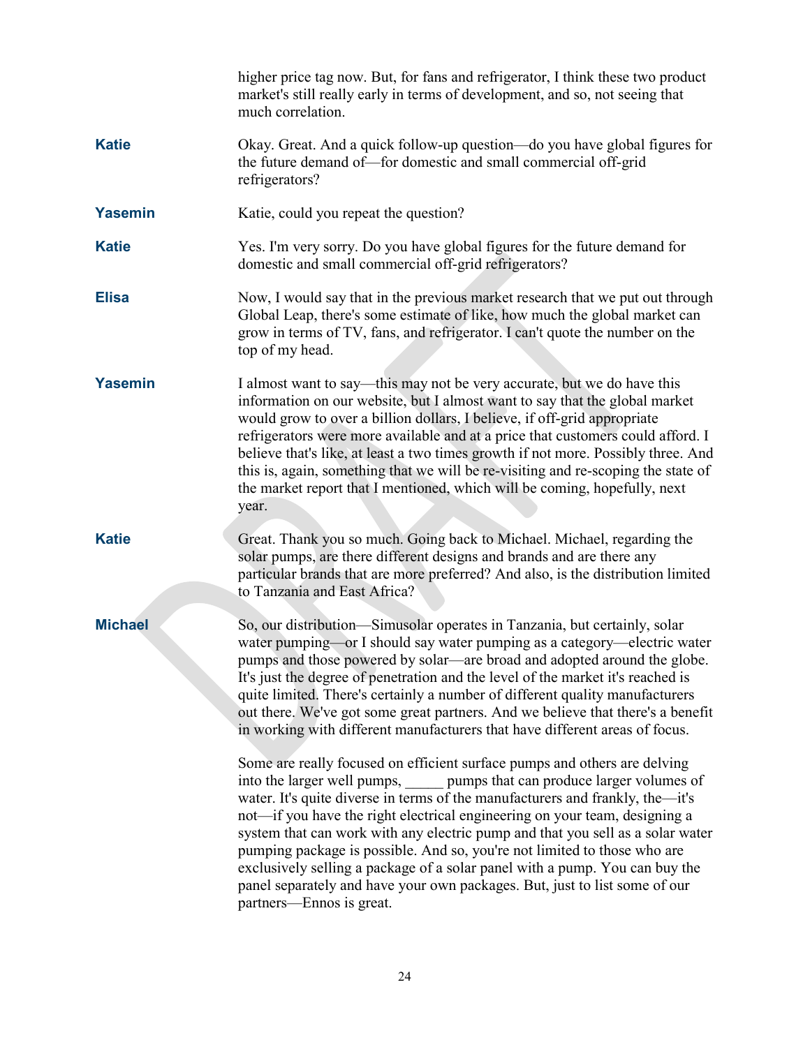higher price tag now. But, for fans and refrigerator, I think these two product market's still really early in terms of development, and so, not seeing that much correlation.

**Katie** Okay. Great. And a quick follow-up question—do you have global figures for the future demand of—for domestic and small commercial off-grid refrigerators?

**Yasemin** Katie, could you repeat the question?

**Katie** Yes. I'm very sorry. Do you have global figures for the future demand for domestic and small commercial off-grid refrigerators?

**Elisa** Now, I would say that in the previous market research that we put out through Global Leap, there's some estimate of like, how much the global market can grow in terms of TV, fans, and refrigerator. I can't quote the number on the top of my head.

**Yasemin** I almost want to say—this may not be very accurate, but we do have this information on our website, but I almost want to say that the global market would grow to over a billion dollars, I believe, if off-grid appropriate refrigerators were more available and at a price that customers could afford. I believe that's like, at least a two times growth if not more. Possibly three. And this is, again, something that we will be re-visiting and re-scoping the state of the market report that I mentioned, which will be coming, hopefully, next year.

**Katie** Great. Thank you so much. Going back to Michael. Michael, regarding the solar pumps, are there different designs and brands and are there any particular brands that are more preferred? And also, is the distribution limited to Tanzania and East Africa?

**Michael** So, our distribution—Simusolar operates in Tanzania, but certainly, solar water pumping—or I should say water pumping as a category—electric water pumps and those powered by solar—are broad and adopted around the globe. It's just the degree of penetration and the level of the market it's reached is quite limited. There's certainly a number of different quality manufacturers out there. We've got some great partners. And we believe that there's a benefit in working with different manufacturers that have different areas of focus.

Some are really focused on efficient surface pumps and others are delving into the larger well pumps, _____ pumps that can produce larger volumes of water. It's quite diverse in terms of the manufacturers and frankly, the—it's not—if you have the right electrical engineering on your team, designing a system that can work with any electric pump and that you sell as a solar water pumping package is possible. And so, you're not limited to those who are exclusively selling a package of a solar panel with a pump. You can buy the panel separately and have your own packages. But, just to list some of our partners—Ennos is great.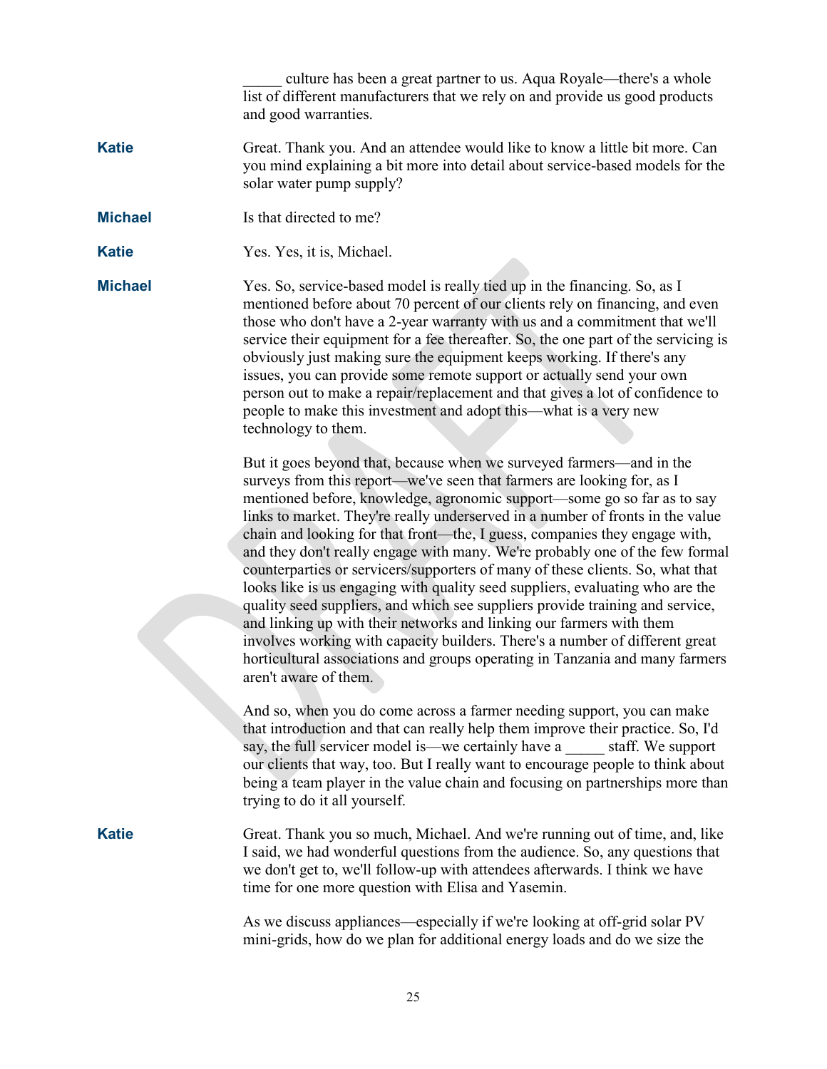_____ culture has been a great partner to us. Aqua Royale—there's a whole list of different manufacturers that we rely on and provide us good products and good warranties.

**Katie** Great. Thank you. And an attendee would like to know a little bit more. Can you mind explaining a bit more into detail about service-based models for the solar water pump supply?

**Michael** Is that directed to me?

**Katie** Yes. Yes, it is, Michael.

**Michael** Yes. So, service-based model is really tied up in the financing. So, as I mentioned before about 70 percent of our clients rely on financing, and even those who don't have a 2-year warranty with us and a commitment that we'll service their equipment for a fee thereafter. So, the one part of the servicing is obviously just making sure the equipment keeps working. If there's any issues, you can provide some remote support or actually send your own person out to make a repair/replacement and that gives a lot of confidence to people to make this investment and adopt this—what is a very new technology to them.

But it goes beyond that, because when we surveyed farmers—and in the surveys from this report—we've seen that farmers are looking for, as I mentioned before, knowledge, agronomic support—some go so far as to say links to market. They're really underserved in a number of fronts in the value chain and looking for that front—the, I guess, companies they engage with, and they don't really engage with many. We're probably one of the few formal counterparties or servicers/supporters of many of these clients. So, what that looks like is us engaging with quality seed suppliers, evaluating who are the quality seed suppliers, and which see suppliers provide training and service, and linking up with their networks and linking our farmers with them involves working with capacity builders. There's a number of different great horticultural associations and groups operating in Tanzania and many farmers aren't aware of them.

And so, when you do come across a farmer needing support, you can make that introduction and that can really help them improve their practice. So, I'd say, the full servicer model is—we certainly have a _____ staff. We support our clients that way, too. But I really want to encourage people to think about being a team player in the value chain and focusing on partnerships more than trying to do it all yourself.

**Katie** Great. Thank you so much, Michael. And we're running out of time, and, like I said, we had wonderful questions from the audience. So, any questions that we don't get to, we'll follow-up with attendees afterwards. I think we have time for one more question with Elisa and Yasemin.

As we discuss appliances—especially if we're looking at off-grid solar PV mini-grids, how do we plan for additional energy loads and do we size the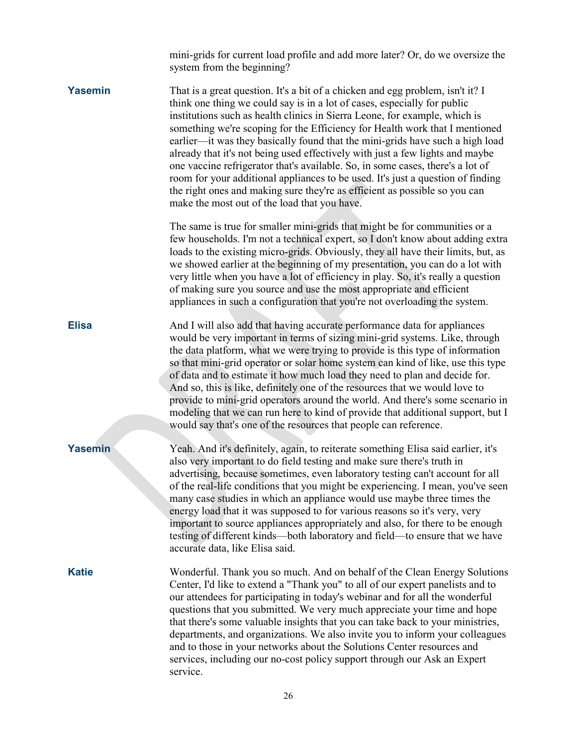mini-grids for current load profile and add more later? Or, do we oversize the system from the beginning?

**Yasemin** That is a great question. It's a bit of a chicken and egg problem, isn't it? I think one thing we could say is in a lot of cases, especially for public institutions such as health clinics in Sierra Leone, for example, which is something we're scoping for the Efficiency for Health work that I mentioned earlier—it was they basically found that the mini-grids have such a high load already that it's not being used effectively with just a few lights and maybe one vaccine refrigerator that's available. So, in some cases, there's a lot of room for your additional appliances to be used. It's just a question of finding the right ones and making sure they're as efficient as possible so you can make the most out of the load that you have.

The same is true for smaller mini-grids that might be for communities or a few households. I'm not a technical expert, so I don't know about adding extra loads to the existing micro-grids. Obviously, they all have their limits, but, as we showed earlier at the beginning of my presentation, you can do a lot with very little when you have a lot of efficiency in play. So, it's really a question of making sure you source and use the most appropriate and efficient appliances in such a configuration that you're not overloading the system.

**Elisa** And I will also add that having accurate performance data for appliances would be very important in terms of sizing mini-grid systems. Like, through the data platform, what we were trying to provide is this type of information so that mini-grid operator or solar home system can kind of like, use this type of data and to estimate it how much load they need to plan and decide for. And so, this is like, definitely one of the resources that we would love to provide to mini-grid operators around the world. And there's some scenario in modeling that we can run here to kind of provide that additional support, but I would say that's one of the resources that people can reference.

**Yasemin** Yeah. And it's definitely, again, to reiterate something Elisa said earlier, it's also very important to do field testing and make sure there's truth in advertising, because sometimes, even laboratory testing can't account for all of the real-life conditions that you might be experiencing. I mean, you've seen many case studies in which an appliance would use maybe three times the energy load that it was supposed to for various reasons so it's very, very important to source appliances appropriately and also, for there to be enough testing of different kinds—both laboratory and field—to ensure that we have accurate data, like Elisa said.

**Katie** Wonderful. Thank you so much. And on behalf of the Clean Energy Solutions Center, I'd like to extend a "Thank you" to all of our expert panelists and to our attendees for participating in today's webinar and for all the wonderful questions that you submitted. We very much appreciate your time and hope that there's some valuable insights that you can take back to your ministries, departments, and organizations. We also invite you to inform your colleagues and to those in your networks about the Solutions Center resources and services, including our no-cost policy support through our Ask an Expert service.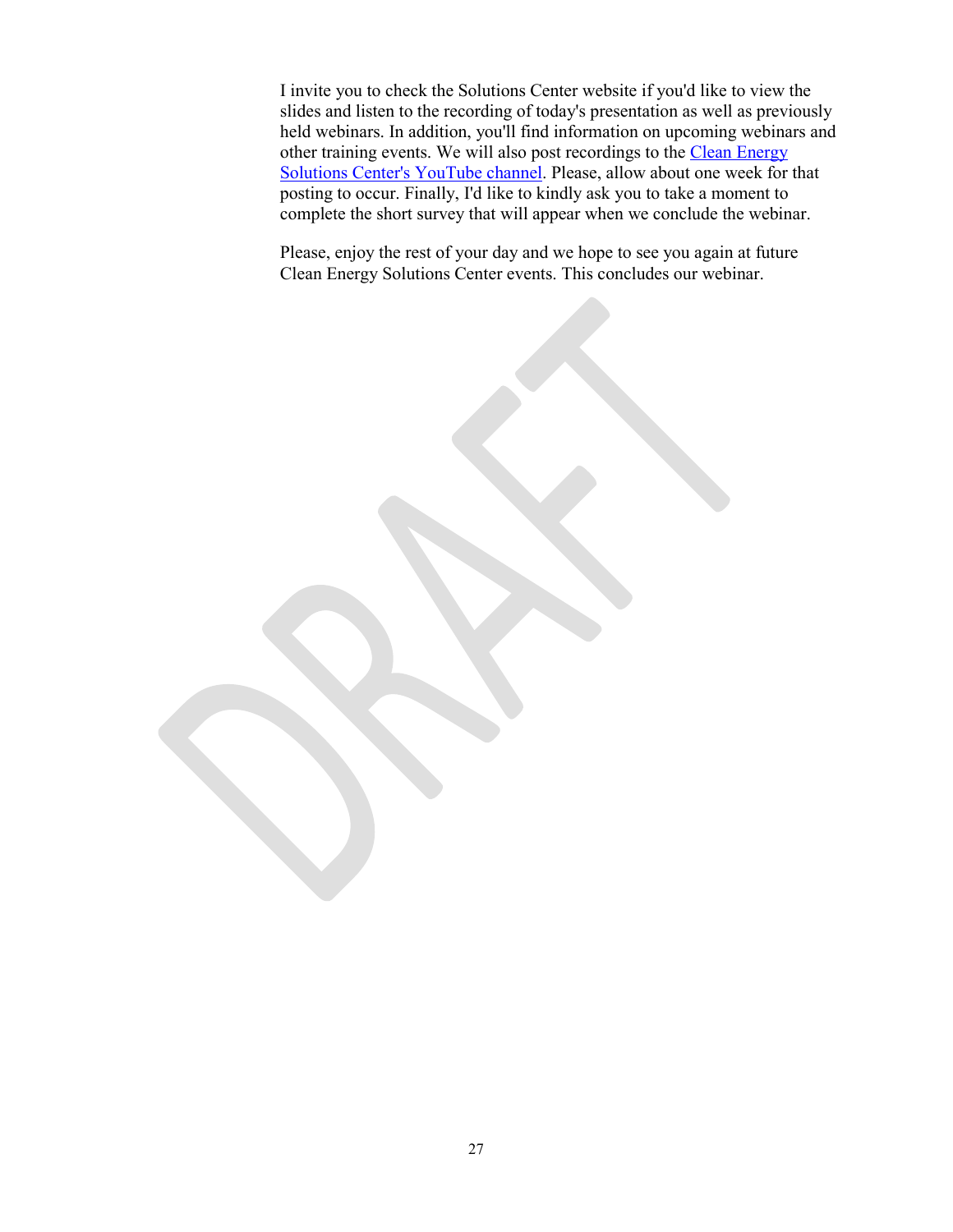I invite you to check the Solutions Center website if you'd like to view the slides and listen to the recording of today's presentation as well as previously held webinars. In addition, you'll find information on upcoming webinars and other training events. We will also post recordings to the Clean Energy Solutions Center's YouTube channel. Please, allow about one week for that posting to occur. Finally, I'd like to kindly ask you to take a moment to complete the short survey that will appear when we conclude the webinar.

Please, enjoy the rest of your day and we hope to see you again at future Clean Energy Solutions Center events. This concludes our webinar.